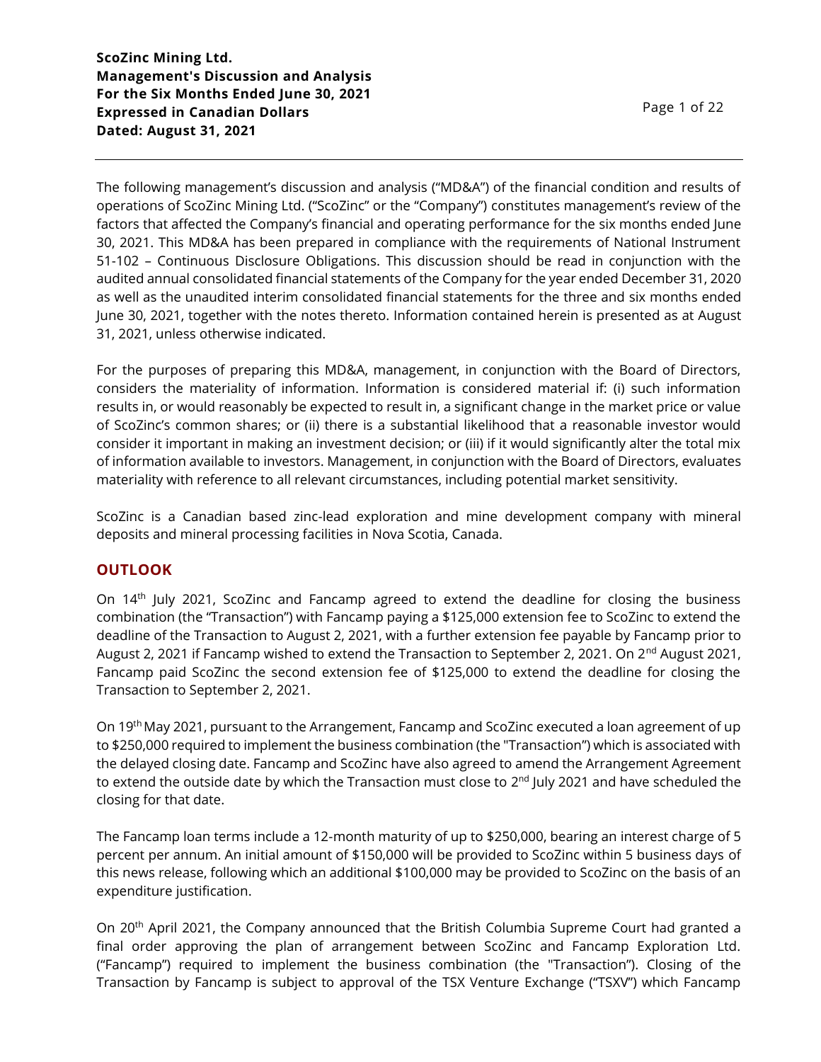**ScoZinc Mining Ltd.**
**Management's Discussion and Analysis**
**For the Six Months Ended June 30, 2021**
**Expressed in Canadian Dollars**
**Dated: August 31, 2021**

The following management's discussion and analysis ("MD&A") of the financial condition and results of operations of ScoZinc Mining Ltd. ("ScoZinc" or the "Company") constitutes management's review of the factors that affected the Company's financial and operating performance for the six months ended June 30, 2021. This MD&A has been prepared in compliance with the requirements of National Instrument 51-102 – Continuous Disclosure Obligations. This discussion should be read in conjunction with the audited annual consolidated financial statements of the Company for the year ended December 31, 2020 as well as the unaudited interim consolidated financial statements for the three and six months ended June 30, 2021, together with the notes thereto. Information contained herein is presented as at August 31, 2021, unless otherwise indicated.

For the purposes of preparing this MD&A, management, in conjunction with the Board of Directors, considers the materiality of information. Information is considered material if: (i) such information results in, or would reasonably be expected to result in, a significant change in the market price or value of ScoZinc's common shares; or (ii) there is a substantial likelihood that a reasonable investor would consider it important in making an investment decision; or (iii) if it would significantly alter the total mix of information available to investors. Management, in conjunction with the Board of Directors, evaluates materiality with reference to all relevant circumstances, including potential market sensitivity.

ScoZinc is a Canadian based zinc-lead exploration and mine development company with mineral deposits and mineral processing facilities in Nova Scotia, Canada.

## OUTLOOK

On 14th July 2021, ScoZinc and Fancamp agreed to extend the deadline for closing the business combination (the "Transaction") with Fancamp paying a $125,000 extension fee to ScoZinc to extend the deadline of the Transaction to August 2, 2021, with a further extension fee payable by Fancamp prior to August 2, 2021 if Fancamp wished to extend the Transaction to September 2, 2021. On 2nd August 2021, Fancamp paid ScoZinc the second extension fee of $125,000 to extend the deadline for closing the Transaction to September 2, 2021.

On 19th May 2021, pursuant to the Arrangement, Fancamp and ScoZinc executed a loan agreement of up to $250,000 required to implement the business combination (the "Transaction") which is associated with the delayed closing date. Fancamp and ScoZinc have also agreed to amend the Arrangement Agreement to extend the outside date by which the Transaction must close to 2nd July 2021 and have scheduled the closing for that date.

The Fancamp loan terms include a 12-month maturity of up to $250,000, bearing an interest charge of 5 percent per annum. An initial amount of $150,000 will be provided to ScoZinc within 5 business days of this news release, following which an additional $100,000 may be provided to ScoZinc on the basis of an expenditure justification.

On 20th April 2021, the Company announced that the British Columbia Supreme Court had granted a final order approving the plan of arrangement between ScoZinc and Fancamp Exploration Ltd. ("Fancamp") required to implement the business combination (the "Transaction"). Closing of the Transaction by Fancamp is subject to approval of the TSX Venture Exchange ("TSXV") which Fancamp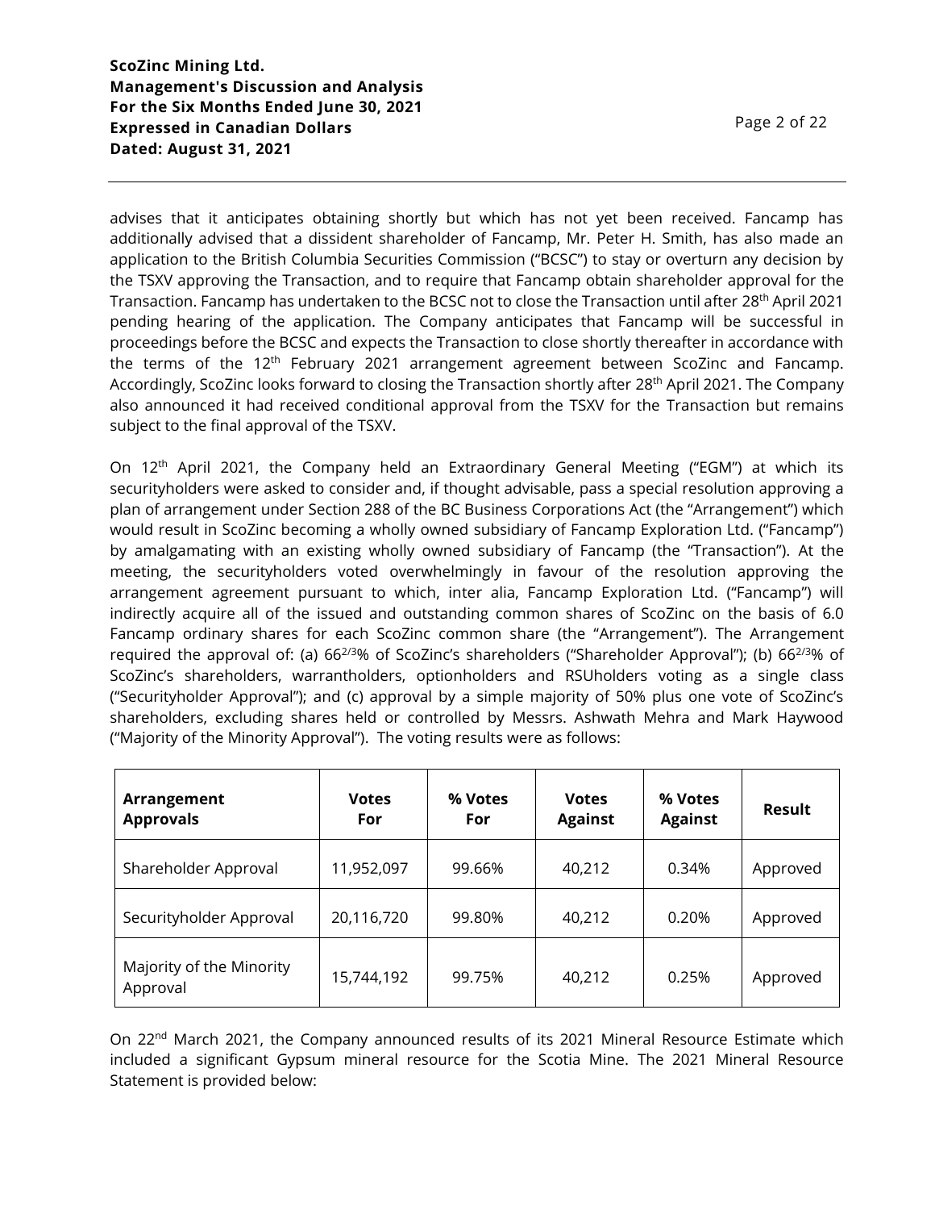advises that it anticipates obtaining shortly but which has not yet been received. Fancamp has additionally advised that a dissident shareholder of Fancamp, Mr. Peter H. Smith, has also made an application to the British Columbia Securities Commission ("BCSC") to stay or overturn any decision by the TSXV approving the Transaction, and to require that Fancamp obtain shareholder approval for the Transaction. Fancamp has undertaken to the BCSC not to close the Transaction until after 28th April 2021 pending hearing of the application. The Company anticipates that Fancamp will be successful in proceedings before the BCSC and expects the Transaction to close shortly thereafter in accordance with the terms of the 12th February 2021 arrangement agreement between ScoZinc and Fancamp. Accordingly, ScoZinc looks forward to closing the Transaction shortly after 28th April 2021. The Company also announced it had received conditional approval from the TSXV for the Transaction but remains subject to the final approval of the TSXV.

On 12th April 2021, the Company held an Extraordinary General Meeting ("EGM") at which its securityholders were asked to consider and, if thought advisable, pass a special resolution approving a plan of arrangement under Section 288 of the BC Business Corporations Act (the "Arrangement") which would result in ScoZinc becoming a wholly owned subsidiary of Fancamp Exploration Ltd. ("Fancamp") by amalgamating with an existing wholly owned subsidiary of Fancamp (the "Transaction"). At the meeting, the securityholders voted overwhelmingly in favour of the resolution approving the arrangement agreement pursuant to which, inter alia, Fancamp Exploration Ltd. ("Fancamp") will indirectly acquire all of the issued and outstanding common shares of ScoZinc on the basis of 6.0 Fancamp ordinary shares for each ScoZinc common share (the "Arrangement"). The Arrangement required the approval of: (a) 66 2/3% of ScoZinc's shareholders ("Shareholder Approval"); (b) 66 2/3% of ScoZinc's shareholders, warrantholders, optionholders and RSUholders voting as a single class ("Securityholder Approval"); and (c) approval by a simple majority of 50% plus one vote of ScoZinc's shareholders, excluding shares held or controlled by Messrs. Ashwath Mehra and Mark Haywood ("Majority of the Minority Approval"). The voting results were as follows:

| Arrangement Approvals | Votes For | % Votes For | Votes Against | % Votes Against | Result |
|---|---|---|---|---|---|
| Shareholder Approval | 11,952,097 | 99.66% | 40,212 | 0.34% | Approved |
| Securityholder Approval | 20,116,720 | 99.80% | 40,212 | 0.20% | Approved |
| Majority of the Minority Approval | 15,744,192 | 99.75% | 40,212 | 0.25% | Approved |

On 22nd March 2021, the Company announced results of its 2021 Mineral Resource Estimate which included a significant Gypsum mineral resource for the Scotia Mine. The 2021 Mineral Resource Statement is provided below: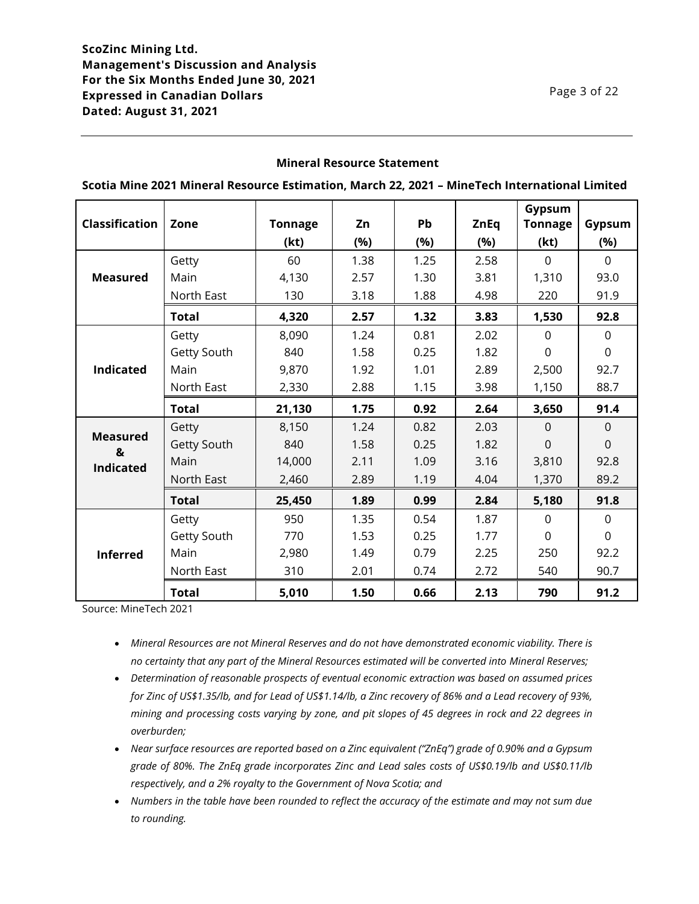### Mineral Resource Statement

**Scotia Mine 2021 Mineral Resource Estimation, March 22, 2021 – MineTech International Limited**

| Classification | Zone | Tonnage (kt) | Zn (%) | Pb (%) | ZnEq (%) | Gypsum Tonnage (kt) | Gypsum (%) |
|---|---|---|---|---|---|---|---|
| **Measured** | Getty | 60 | 1.38 | 1.25 | 2.58 | 0 | 0 |
| | Main | 4,130 | 2.57 | 1.30 | 3.81 | 1,310 | 93.0 |
| | North East | 130 | 3.18 | 1.88 | 4.98 | 220 | 91.9 |
| | **Total** | **4,320** | **2.57** | **1.32** | **3.83** | **1,530** | **92.8** |
| **Indicated** | Getty | 8,090 | 1.24 | 0.81 | 2.02 | 0 | 0 |
| | Getty South | 840 | 1.58 | 0.25 | 1.82 | 0 | 0 |
| | Main | 9,870 | 1.92 | 1.01 | 2.89 | 2,500 | 92.7 |
| | North East | 2,330 | 2.88 | 1.15 | 3.98 | 1,150 | 88.7 |
| | **Total** | **21,130** | **1.75** | **0.92** | **2.64** | **3,650** | **91.4** |
| **Measured & Indicated** | Getty | 8,150 | 1.24 | 0.82 | 2.03 | 0 | 0 |
| | Getty South | 840 | 1.58 | 0.25 | 1.82 | 0 | 0 |
| | Main | 14,000 | 2.11 | 1.09 | 3.16 | 3,810 | 92.8 |
| | North East | 2,460 | 2.89 | 1.19 | 4.04 | 1,370 | 89.2 |
| | **Total** | **25,450** | **1.89** | **0.99** | **2.84** | **5,180** | **91.8** |
| **Inferred** | Getty | 950 | 1.35 | 0.54 | 1.87 | 0 | 0 |
| | Getty South | 770 | 1.53 | 0.25 | 1.77 | 0 | 0 |
| | Main | 2,980 | 1.49 | 0.79 | 2.25 | 250 | 92.2 |
| | North East | 310 | 2.01 | 0.74 | 2.72 | 540 | 90.7 |
| | **Total** | **5,010** | **1.50** | **0.66** | **2.13** | **790** | **91.2** |

Source: MineTech 2021

- *Mineral Resources are not Mineral Reserves and do not have demonstrated economic viability. There is no certainty that any part of the Mineral Resources estimated will be converted into Mineral Reserves;*
- *Determination of reasonable prospects of eventual economic extraction was based on assumed prices for Zinc of US$1.35/lb, and for Lead of US$1.14/lb, a Zinc recovery of 86% and a Lead recovery of 93%, mining and processing costs varying by zone, and pit slopes of 45 degrees in rock and 22 degrees in overburden;*
- *Near surface resources are reported based on a Zinc equivalent ("ZnEq") grade of 0.90% and a Gypsum grade of 80%. The ZnEq grade incorporates Zinc and Lead sales costs of US$0.19/lb and US$0.11/lb respectively, and a 2% royalty to the Government of Nova Scotia; and*
- *Numbers in the table have been rounded to reflect the accuracy of the estimate and may not sum due to rounding.*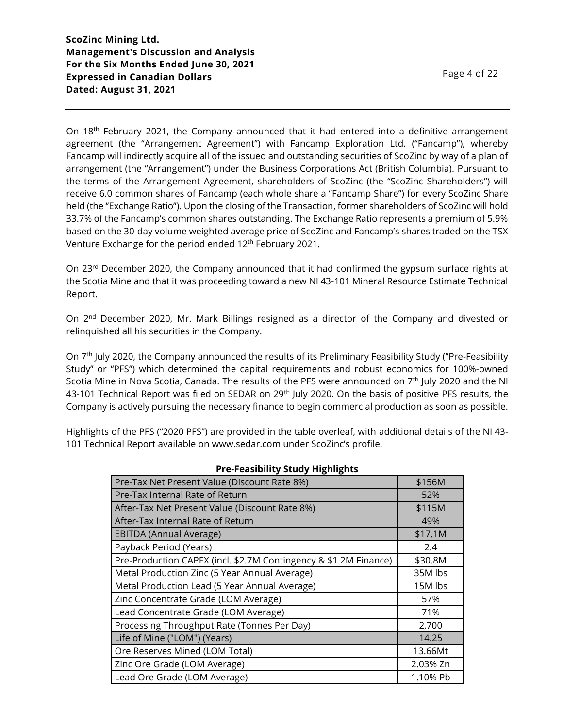On 18th February 2021, the Company announced that it had entered into a definitive arrangement agreement (the "Arrangement Agreement") with Fancamp Exploration Ltd. ("Fancamp"), whereby Fancamp will indirectly acquire all of the issued and outstanding securities of ScoZinc by way of a plan of arrangement (the "Arrangement") under the Business Corporations Act (British Columbia). Pursuant to the terms of the Arrangement Agreement, shareholders of ScoZinc (the "ScoZinc Shareholders") will receive 6.0 common shares of Fancamp (each whole share a "Fancamp Share") for every ScoZinc Share held (the "Exchange Ratio"). Upon the closing of the Transaction, former shareholders of ScoZinc will hold 33.7% of the Fancamp's common shares outstanding. The Exchange Ratio represents a premium of 5.9% based on the 30-day volume weighted average price of ScoZinc and Fancamp's shares traded on the TSX Venture Exchange for the period ended 12th February 2021.

On 23rd December 2020, the Company announced that it had confirmed the gypsum surface rights at the Scotia Mine and that it was proceeding toward a new NI 43-101 Mineral Resource Estimate Technical Report.

On 2nd December 2020, Mr. Mark Billings resigned as a director of the Company and divested or relinquished all his securities in the Company.

On 7th July 2020, the Company announced the results of its Preliminary Feasibility Study ("Pre-Feasibility Study" or "PFS") which determined the capital requirements and robust economics for 100%-owned Scotia Mine in Nova Scotia, Canada. The results of the PFS were announced on 7th July 2020 and the NI 43-101 Technical Report was filed on SEDAR on 29th July 2020. On the basis of positive PFS results, the Company is actively pursuing the necessary finance to begin commercial production as soon as possible.

Highlights of the PFS ("2020 PFS") are provided in the table overleaf, with additional details of the NI 43-101 Technical Report available on www.sedar.com under ScoZinc's profile.

**Pre-Feasibility Study Highlights**

| Item | Value |
|---|---|
| Pre-Tax Net Present Value (Discount Rate 8%) | \$156M |
| Pre-Tax Internal Rate of Return | 52% |
| After-Tax Net Present Value (Discount Rate 8%) | \$115M |
| After-Tax Internal Rate of Return | 49% |
| EBITDA (Annual Average) | \$17.1M |
| Payback Period (Years) | 2.4 |
| Pre-Production CAPEX (incl. \$2.7M Contingency & \$1.2M Finance) | \$30.8M |
| Metal Production Zinc (5 Year Annual Average) | 35M lbs |
| Metal Production Lead (5 Year Annual Average) | 15M lbs |
| Zinc Concentrate Grade (LOM Average) | 57% |
| Lead Concentrate Grade (LOM Average) | 71% |
| Processing Throughput Rate (Tonnes Per Day) | 2,700 |
| Life of Mine ("LOM") (Years) | 14.25 |
| Ore Reserves Mined (LOM Total) | 13.66Mt |
| Zinc Ore Grade (LOM Average) | 2.03% Zn |
| Lead Ore Grade (LOM Average) | 1.10% Pb |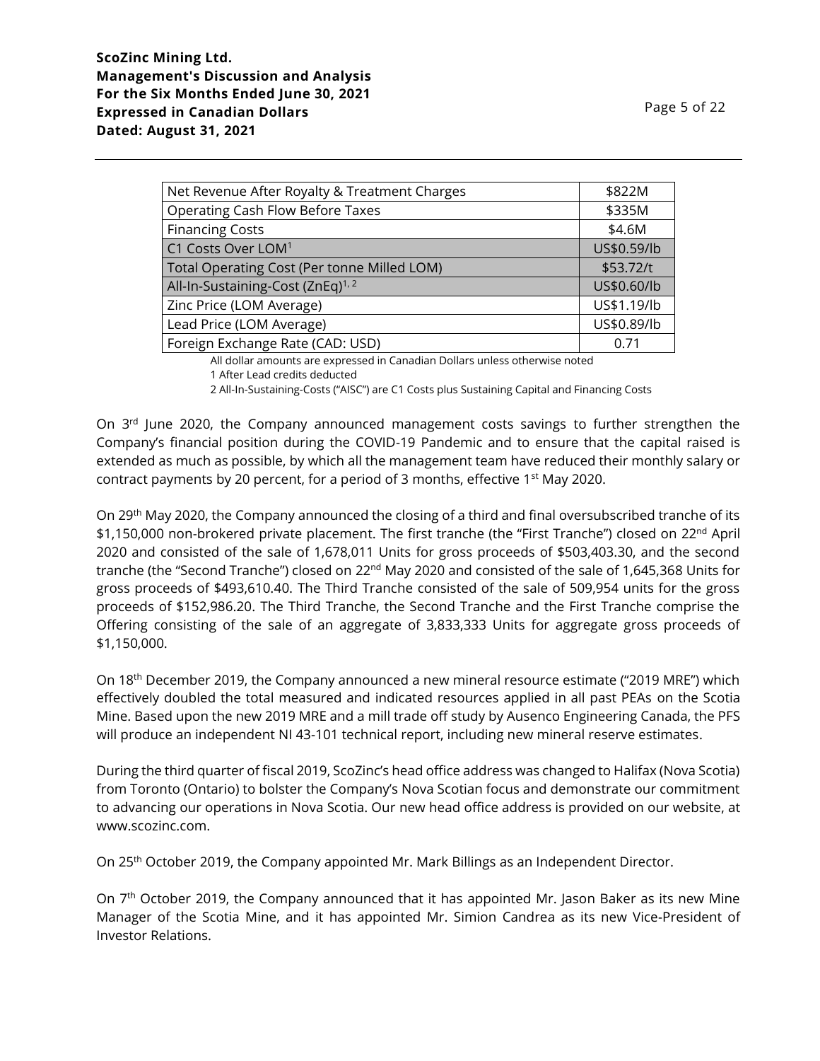| Net Revenue After Royalty & Treatment Charges | \$822M |
| --- | --- |
| Operating Cash Flow Before Taxes | \$335M |
| Financing Costs | \$4.6M |
| C1 Costs Over LOM[1] | US\$0.59/lb |
| Total Operating Cost (Per tonne Milled LOM) | \$53.72/t |
| All-In-Sustaining-Cost (ZnEq)[1, 2] | US\$0.60/lb |
| Zinc Price (LOM Average) | US\$1.19/lb |
| Lead Price (LOM Average) | US\$0.89/lb |
| Foreign Exchange Rate (CAD: USD) | 0.71 |

All dollar amounts are expressed in Canadian Dollars unless otherwise noted
1 After Lead credits deducted
2 All-In-Sustaining-Costs ("AISC") are C1 Costs plus Sustaining Capital and Financing Costs

On 3rd June 2020, the Company announced management costs savings to further strengthen the Company's financial position during the COVID-19 Pandemic and to ensure that the capital raised is extended as much as possible, by which all the management team have reduced their monthly salary or contract payments by 20 percent, for a period of 3 months, effective 1st May 2020.

On 29th May 2020, the Company announced the closing of a third and final oversubscribed tranche of its \$1,150,000 non-brokered private placement. The first tranche (the "First Tranche") closed on 22nd April 2020 and consisted of the sale of 1,678,011 Units for gross proceeds of \$503,403.30, and the second tranche (the "Second Tranche") closed on 22nd May 2020 and consisted of the sale of 1,645,368 Units for gross proceeds of \$493,610.40. The Third Tranche consisted of the sale of 509,954 units for the gross proceeds of \$152,986.20. The Third Tranche, the Second Tranche and the First Tranche comprise the Offering consisting of the sale of an aggregate of 3,833,333 Units for aggregate gross proceeds of \$1,150,000.

On 18th December 2019, the Company announced a new mineral resource estimate ("2019 MRE") which effectively doubled the total measured and indicated resources applied in all past PEAs on the Scotia Mine. Based upon the new 2019 MRE and a mill trade off study by Ausenco Engineering Canada, the PFS will produce an independent NI 43-101 technical report, including new mineral reserve estimates.

During the third quarter of fiscal 2019, ScoZinc's head office address was changed to Halifax (Nova Scotia) from Toronto (Ontario) to bolster the Company's Nova Scotian focus and demonstrate our commitment to advancing our operations in Nova Scotia. Our new head office address is provided on our website, at www.scozinc.com.

On 25th October 2019, the Company appointed Mr. Mark Billings as an Independent Director.

On 7th October 2019, the Company announced that it has appointed Mr. Jason Baker as its new Mine Manager of the Scotia Mine, and it has appointed Mr. Simion Candrea as its new Vice-President of Investor Relations.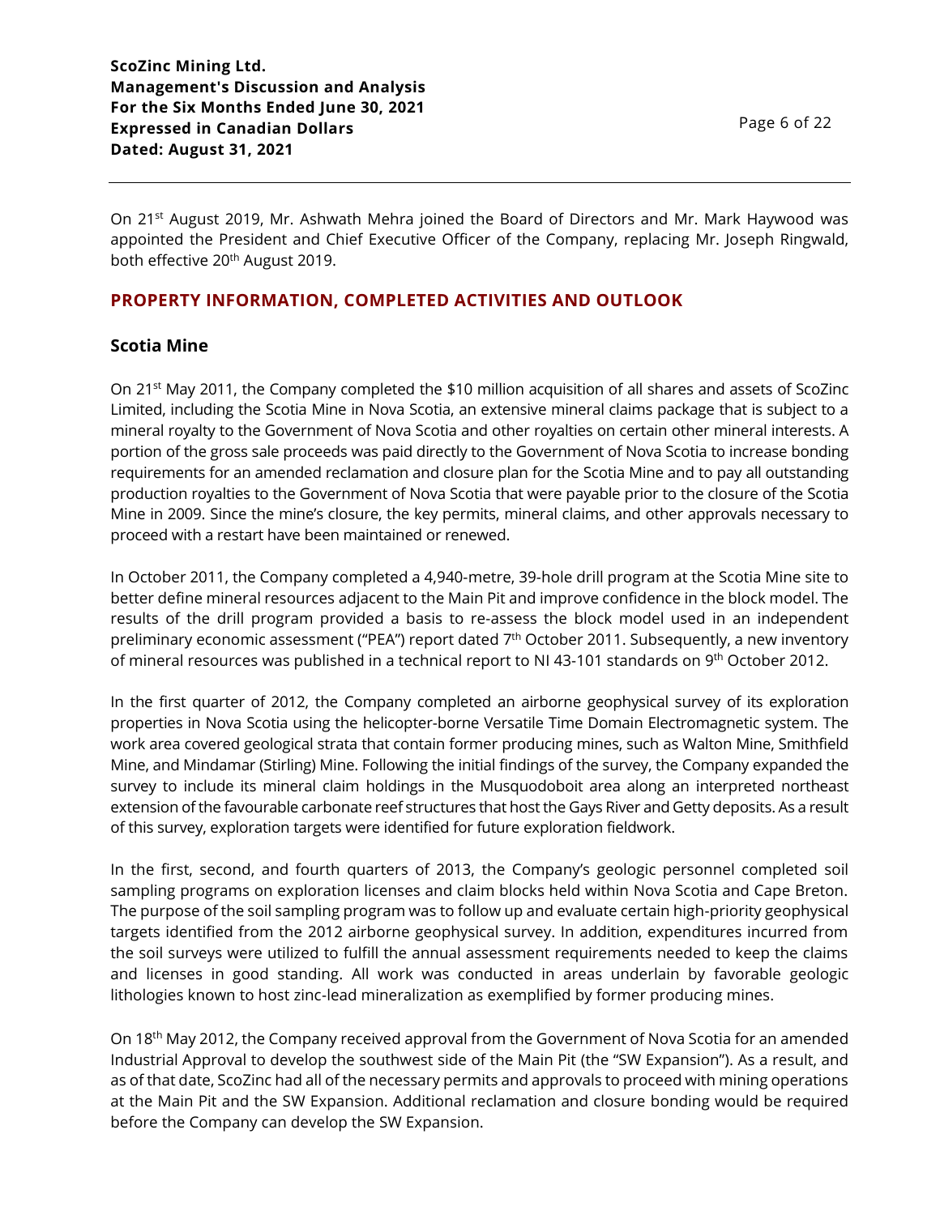On 21st August 2019, Mr. Ashwath Mehra joined the Board of Directors and Mr. Mark Haywood was appointed the President and Chief Executive Officer of the Company, replacing Mr. Joseph Ringwald, both effective 20th August 2019.

## PROPERTY INFORMATION, COMPLETED ACTIVITIES AND OUTLOOK

### Scotia Mine

On 21st May 2011, the Company completed the $10 million acquisition of all shares and assets of ScoZinc Limited, including the Scotia Mine in Nova Scotia, an extensive mineral claims package that is subject to a mineral royalty to the Government of Nova Scotia and other royalties on certain other mineral interests. A portion of the gross sale proceeds was paid directly to the Government of Nova Scotia to increase bonding requirements for an amended reclamation and closure plan for the Scotia Mine and to pay all outstanding production royalties to the Government of Nova Scotia that were payable prior to the closure of the Scotia Mine in 2009. Since the mine's closure, the key permits, mineral claims, and other approvals necessary to proceed with a restart have been maintained or renewed.

In October 2011, the Company completed a 4,940-metre, 39-hole drill program at the Scotia Mine site to better define mineral resources adjacent to the Main Pit and improve confidence in the block model. The results of the drill program provided a basis to re-assess the block model used in an independent preliminary economic assessment ("PEA") report dated 7th October 2011. Subsequently, a new inventory of mineral resources was published in a technical report to NI 43-101 standards on 9th October 2012.

In the first quarter of 2012, the Company completed an airborne geophysical survey of its exploration properties in Nova Scotia using the helicopter-borne Versatile Time Domain Electromagnetic system. The work area covered geological strata that contain former producing mines, such as Walton Mine, Smithfield Mine, and Mindamar (Stirling) Mine. Following the initial findings of the survey, the Company expanded the survey to include its mineral claim holdings in the Musquodoboit area along an interpreted northeast extension of the favourable carbonate reef structures that host the Gays River and Getty deposits. As a result of this survey, exploration targets were identified for future exploration fieldwork.

In the first, second, and fourth quarters of 2013, the Company's geologic personnel completed soil sampling programs on exploration licenses and claim blocks held within Nova Scotia and Cape Breton. The purpose of the soil sampling program was to follow up and evaluate certain high-priority geophysical targets identified from the 2012 airborne geophysical survey. In addition, expenditures incurred from the soil surveys were utilized to fulfill the annual assessment requirements needed to keep the claims and licenses in good standing. All work was conducted in areas underlain by favorable geologic lithologies known to host zinc-lead mineralization as exemplified by former producing mines.

On 18th May 2012, the Company received approval from the Government of Nova Scotia for an amended Industrial Approval to develop the southwest side of the Main Pit (the "SW Expansion"). As a result, and as of that date, ScoZinc had all of the necessary permits and approvals to proceed with mining operations at the Main Pit and the SW Expansion. Additional reclamation and closure bonding would be required before the Company can develop the SW Expansion.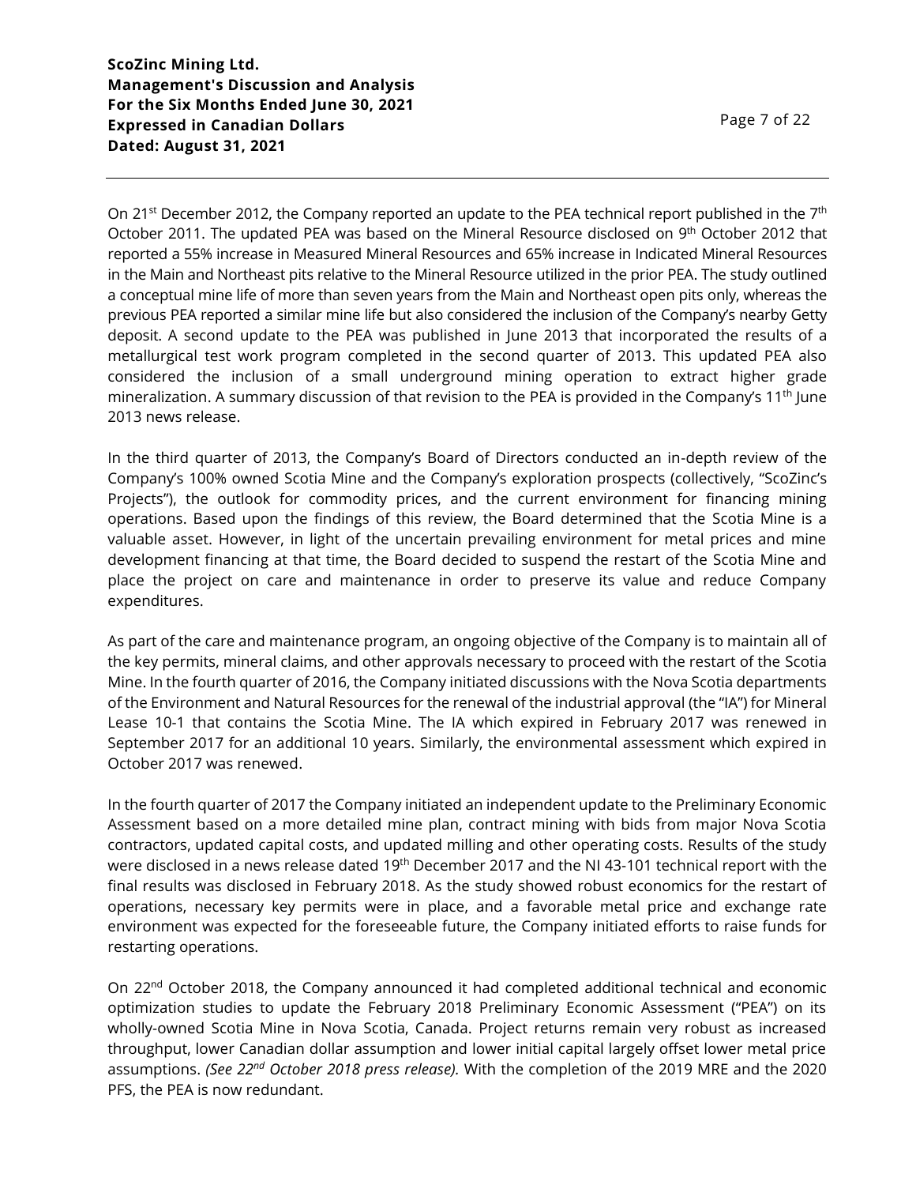On 21st December 2012, the Company reported an update to the PEA technical report published in the 7th October 2011. The updated PEA was based on the Mineral Resource disclosed on 9th October 2012 that reported a 55% increase in Measured Mineral Resources and 65% increase in Indicated Mineral Resources in the Main and Northeast pits relative to the Mineral Resource utilized in the prior PEA. The study outlined a conceptual mine life of more than seven years from the Main and Northeast open pits only, whereas the previous PEA reported a similar mine life but also considered the inclusion of the Company's nearby Getty deposit. A second update to the PEA was published in June 2013 that incorporated the results of a metallurgical test work program completed in the second quarter of 2013. This updated PEA also considered the inclusion of a small underground mining operation to extract higher grade mineralization. A summary discussion of that revision to the PEA is provided in the Company's 11th June 2013 news release.

In the third quarter of 2013, the Company's Board of Directors conducted an in-depth review of the Company's 100% owned Scotia Mine and the Company's exploration prospects (collectively, "ScoZinc's Projects"), the outlook for commodity prices, and the current environment for financing mining operations. Based upon the findings of this review, the Board determined that the Scotia Mine is a valuable asset. However, in light of the uncertain prevailing environment for metal prices and mine development financing at that time, the Board decided to suspend the restart of the Scotia Mine and place the project on care and maintenance in order to preserve its value and reduce Company expenditures.

As part of the care and maintenance program, an ongoing objective of the Company is to maintain all of the key permits, mineral claims, and other approvals necessary to proceed with the restart of the Scotia Mine. In the fourth quarter of 2016, the Company initiated discussions with the Nova Scotia departments of the Environment and Natural Resources for the renewal of the industrial approval (the "IA") for Mineral Lease 10-1 that contains the Scotia Mine. The IA which expired in February 2017 was renewed in September 2017 for an additional 10 years. Similarly, the environmental assessment which expired in October 2017 was renewed.

In the fourth quarter of 2017 the Company initiated an independent update to the Preliminary Economic Assessment based on a more detailed mine plan, contract mining with bids from major Nova Scotia contractors, updated capital costs, and updated milling and other operating costs. Results of the study were disclosed in a news release dated 19th December 2017 and the NI 43-101 technical report with the final results was disclosed in February 2018. As the study showed robust economics for the restart of operations, necessary key permits were in place, and a favorable metal price and exchange rate environment was expected for the foreseeable future, the Company initiated efforts to raise funds for restarting operations.

On 22nd October 2018, the Company announced it had completed additional technical and economic optimization studies to update the February 2018 Preliminary Economic Assessment ("PEA") on its wholly-owned Scotia Mine in Nova Scotia, Canada. Project returns remain very robust as increased throughput, lower Canadian dollar assumption and lower initial capital largely offset lower metal price assumptions. *(See 22nd October 2018 press release).* With the completion of the 2019 MRE and the 2020 PFS, the PEA is now redundant.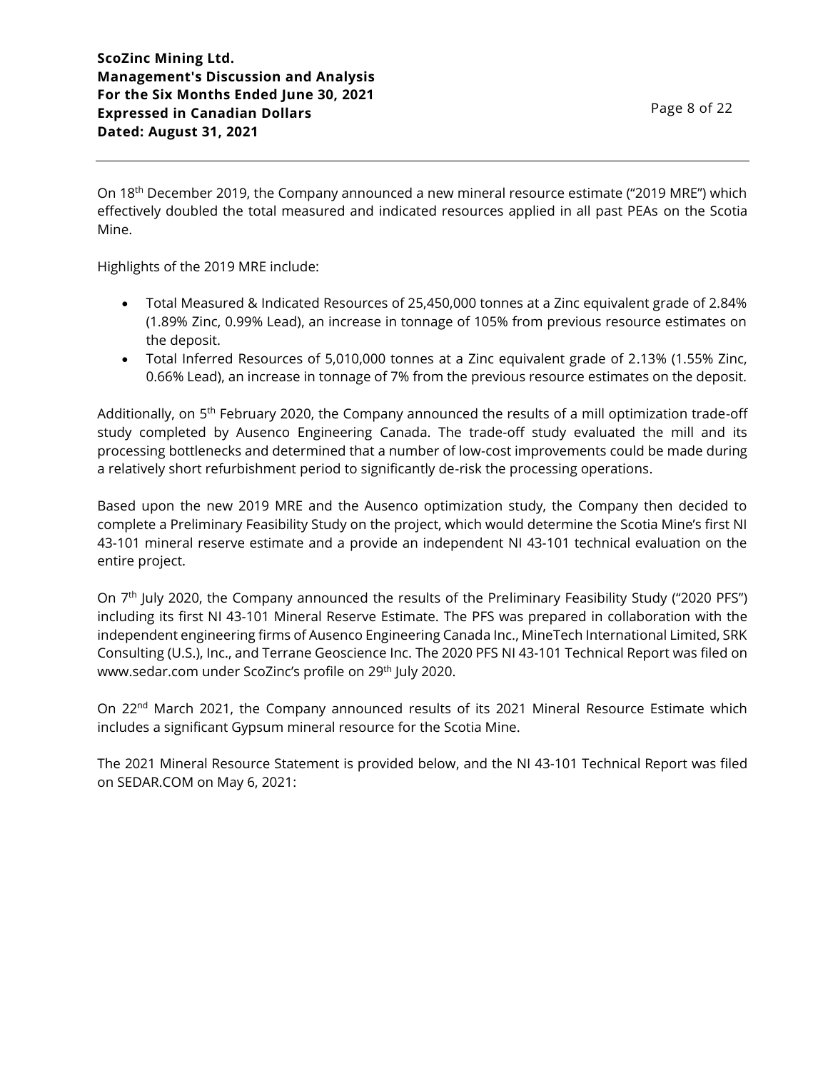On 18th December 2019, the Company announced a new mineral resource estimate ("2019 MRE") which effectively doubled the total measured and indicated resources applied in all past PEAs on the Scotia Mine.

Highlights of the 2019 MRE include:

- Total Measured & Indicated Resources of 25,450,000 tonnes at a Zinc equivalent grade of 2.84% (1.89% Zinc, 0.99% Lead), an increase in tonnage of 105% from previous resource estimates on the deposit.
- Total Inferred Resources of 5,010,000 tonnes at a Zinc equivalent grade of 2.13% (1.55% Zinc, 0.66% Lead), an increase in tonnage of 7% from the previous resource estimates on the deposit.

Additionally, on 5th February 2020, the Company announced the results of a mill optimization trade-off study completed by Ausenco Engineering Canada. The trade-off study evaluated the mill and its processing bottlenecks and determined that a number of low-cost improvements could be made during a relatively short refurbishment period to significantly de-risk the processing operations.

Based upon the new 2019 MRE and the Ausenco optimization study, the Company then decided to complete a Preliminary Feasibility Study on the project, which would determine the Scotia Mine's first NI 43-101 mineral reserve estimate and a provide an independent NI 43-101 technical evaluation on the entire project.

On 7th July 2020, the Company announced the results of the Preliminary Feasibility Study ("2020 PFS") including its first NI 43-101 Mineral Reserve Estimate. The PFS was prepared in collaboration with the independent engineering firms of Ausenco Engineering Canada Inc., MineTech International Limited, SRK Consulting (U.S.), Inc., and Terrane Geoscience Inc. The 2020 PFS NI 43-101 Technical Report was filed on www.sedar.com under ScoZinc's profile on 29th July 2020.

On 22nd March 2021, the Company announced results of its 2021 Mineral Resource Estimate which includes a significant Gypsum mineral resource for the Scotia Mine.

The 2021 Mineral Resource Statement is provided below, and the NI 43-101 Technical Report was filed on SEDAR.COM on May 6, 2021: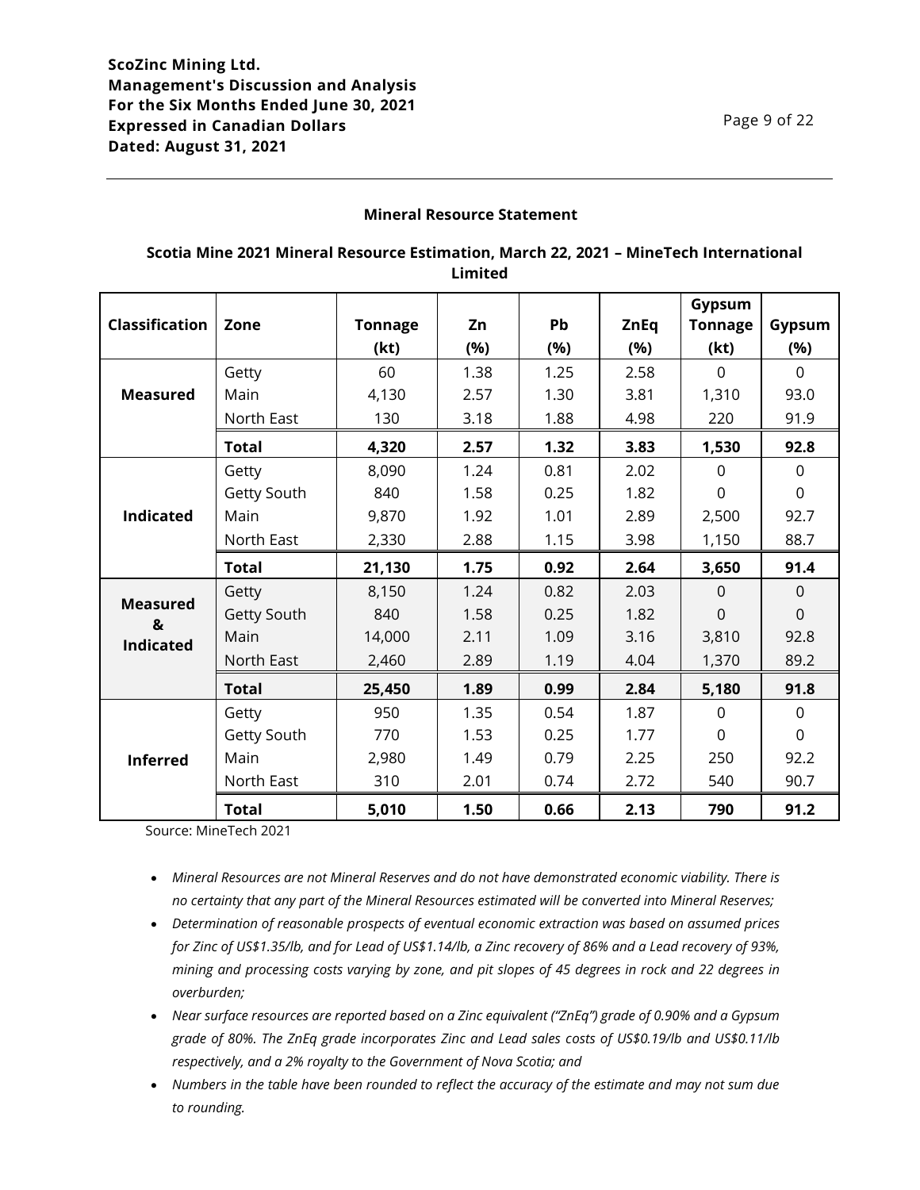## Mineral Resource Statement

### Scotia Mine 2021 Mineral Resource Estimation, March 22, 2021 – MineTech International Limited

| Classification | Zone | Tonnage (kt) | Zn (%) | Pb (%) | ZnEq (%) | Gypsum Tonnage (kt) | Gypsum (%) |
|---|---|---|---|---|---|---|---|
| **Measured** | Getty | 60 | 1.38 | 1.25 | 2.58 | 0 | 0 |
| | Main | 4,130 | 2.57 | 1.30 | 3.81 | 1,310 | 93.0 |
| | North East | 130 | 3.18 | 1.88 | 4.98 | 220 | 91.9 |
| | **Total** | **4,320** | **2.57** | **1.32** | **3.83** | **1,530** | **92.8** |
| **Indicated** | Getty | 8,090 | 1.24 | 0.81 | 2.02 | 0 | 0 |
| | Getty South | 840 | 1.58 | 0.25 | 1.82 | 0 | 0 |
| | Main | 9,870 | 1.92 | 1.01 | 2.89 | 2,500 | 92.7 |
| | North East | 2,330 | 2.88 | 1.15 | 3.98 | 1,150 | 88.7 |
| | **Total** | **21,130** | **1.75** | **0.92** | **2.64** | **3,650** | **91.4** |
| **Measured & Indicated** | Getty | 8,150 | 1.24 | 0.82 | 2.03 | 0 | 0 |
| | Getty South | 840 | 1.58 | 0.25 | 1.82 | 0 | 0 |
| | Main | 14,000 | 2.11 | 1.09 | 3.16 | 3,810 | 92.8 |
| | North East | 2,460 | 2.89 | 1.19 | 4.04 | 1,370 | 89.2 |
| | **Total** | **25,450** | **1.89** | **0.99** | **2.84** | **5,180** | **91.8** |
| **Inferred** | Getty | 950 | 1.35 | 0.54 | 1.87 | 0 | 0 |
| | Getty South | 770 | 1.53 | 0.25 | 1.77 | 0 | 0 |
| | Main | 2,980 | 1.49 | 0.79 | 2.25 | 250 | 92.2 |
| | North East | 310 | 2.01 | 0.74 | 2.72 | 540 | 90.7 |
| | **Total** | **5,010** | **1.50** | **0.66** | **2.13** | **790** | **91.2** |

Source: MineTech 2021

- *Mineral Resources are not Mineral Reserves and do not have demonstrated economic viability. There is no certainty that any part of the Mineral Resources estimated will be converted into Mineral Reserves;*
- *Determination of reasonable prospects of eventual economic extraction was based on assumed prices for Zinc of US$1.35/lb, and for Lead of US$1.14/lb, a Zinc recovery of 86% and a Lead recovery of 93%, mining and processing costs varying by zone, and pit slopes of 45 degrees in rock and 22 degrees in overburden;*
- *Near surface resources are reported based on a Zinc equivalent ("ZnEq") grade of 0.90% and a Gypsum grade of 80%. The ZnEq grade incorporates Zinc and Lead sales costs of US$0.19/lb and US$0.11/lb respectively, and a 2% royalty to the Government of Nova Scotia; and*
- *Numbers in the table have been rounded to reflect the accuracy of the estimate and may not sum due to rounding.*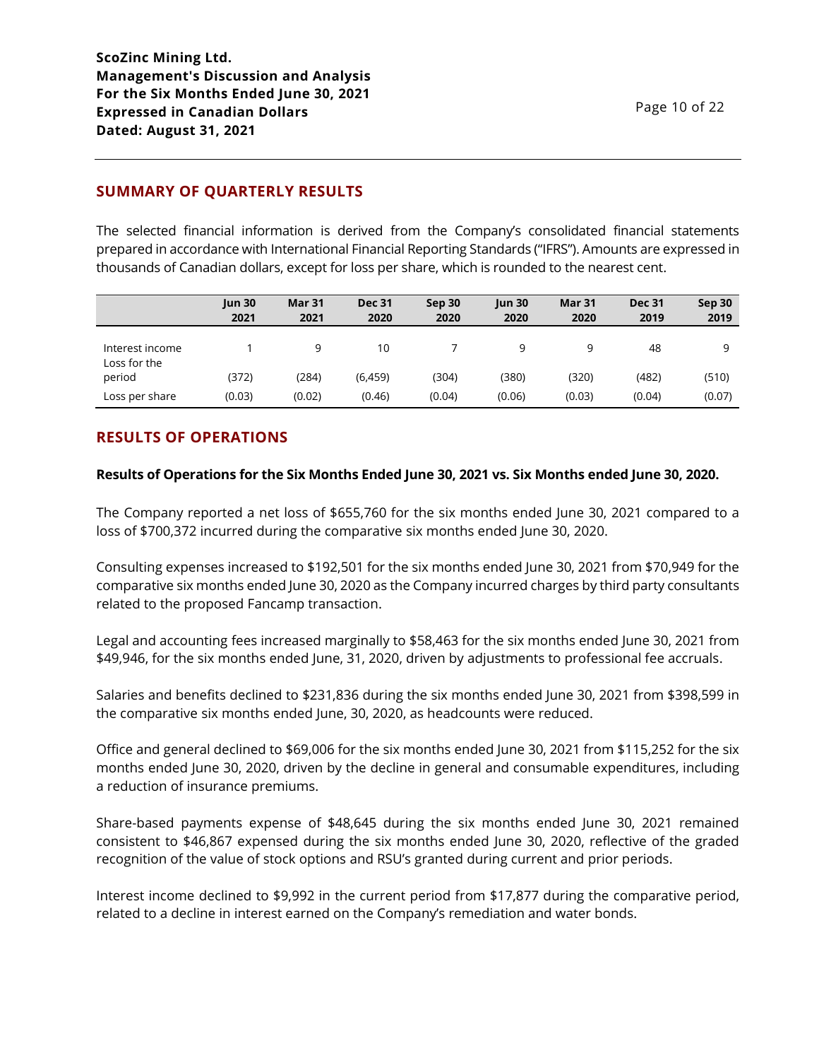## SUMMARY OF QUARTERLY RESULTS

The selected financial information is derived from the Company's consolidated financial statements prepared in accordance with International Financial Reporting Standards ("IFRS"). Amounts are expressed in thousands of Canadian dollars, except for loss per share, which is rounded to the nearest cent.

| | Jun 30 2021 | Mar 31 2021 | Dec 31 2020 | Sep 30 2020 | Jun 30 2020 | Mar 31 2020 | Dec 31 2019 | Sep 30 2019 |
|---|---|---|---|---|---|---|---|---|
| Interest income | 1 | 9 | 10 | 7 | 9 | 9 | 48 | 9 |
| Loss for the period | (372) | (284) | (6,459) | (304) | (380) | (320) | (482) | (510) |
| Loss per share | (0.03) | (0.02) | (0.46) | (0.04) | (0.06) | (0.03) | (0.04) | (0.07) |

## RESULTS OF OPERATIONS

**Results of Operations for the Six Months Ended June 30, 2021 vs. Six Months ended June 30, 2020.**

The Company reported a net loss of $655,760 for the six months ended June 30, 2021 compared to a loss of $700,372 incurred during the comparative six months ended June 30, 2020.

Consulting expenses increased to $192,501 for the six months ended June 30, 2021 from $70,949 for the comparative six months ended June 30, 2020 as the Company incurred charges by third party consultants related to the proposed Fancamp transaction.

Legal and accounting fees increased marginally to $58,463 for the six months ended June 30, 2021 from $49,946, for the six months ended June, 31, 2020, driven by adjustments to professional fee accruals.

Salaries and benefits declined to $231,836 during the six months ended June 30, 2021 from $398,599 in the comparative six months ended June, 30, 2020, as headcounts were reduced.

Office and general declined to $69,006 for the six months ended June 30, 2021 from $115,252 for the six months ended June 30, 2020, driven by the decline in general and consumable expenditures, including a reduction of insurance premiums.

Share-based payments expense of $48,645 during the six months ended June 30, 2021 remained consistent to $46,867 expensed during the six months ended June 30, 2020, reflective of the graded recognition of the value of stock options and RSU's granted during current and prior periods.

Interest income declined to $9,992 in the current period from $17,877 during the comparative period, related to a decline in interest earned on the Company's remediation and water bonds.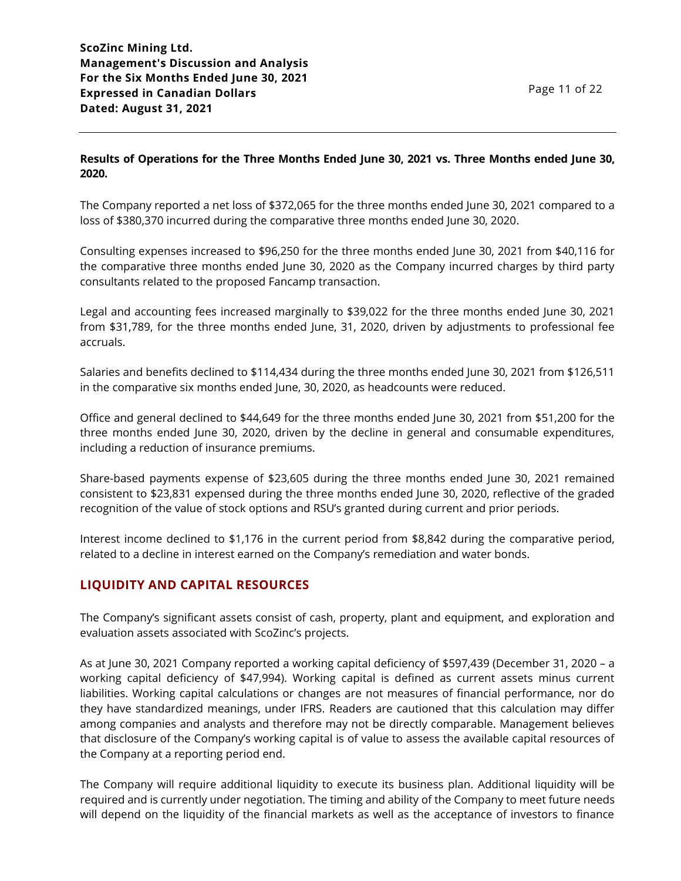**Results of Operations for the Three Months Ended June 30, 2021 vs. Three Months ended June 30, 2020.**

The Company reported a net loss of $372,065 for the three months ended June 30, 2021 compared to a loss of $380,370 incurred during the comparative three months ended June 30, 2020.

Consulting expenses increased to $96,250 for the three months ended June 30, 2021 from $40,116 for the comparative three months ended June 30, 2020 as the Company incurred charges by third party consultants related to the proposed Fancamp transaction.

Legal and accounting fees increased marginally to $39,022 for the three months ended June 30, 2021 from $31,789, for the three months ended June, 31, 2020, driven by adjustments to professional fee accruals.

Salaries and benefits declined to $114,434 during the three months ended June 30, 2021 from $126,511 in the comparative six months ended June, 30, 2020, as headcounts were reduced.

Office and general declined to $44,649 for the three months ended June 30, 2021 from $51,200 for the three months ended June 30, 2020, driven by the decline in general and consumable expenditures, including a reduction of insurance premiums.

Share-based payments expense of $23,605 during the three months ended June 30, 2021 remained consistent to $23,831 expensed during the three months ended June 30, 2020, reflective of the graded recognition of the value of stock options and RSU's granted during current and prior periods.

Interest income declined to $1,176 in the current period from $8,842 during the comparative period, related to a decline in interest earned on the Company's remediation and water bonds.

## LIQUIDITY AND CAPITAL RESOURCES

The Company's significant assets consist of cash, property, plant and equipment, and exploration and evaluation assets associated with ScoZinc's projects.

As at June 30, 2021 Company reported a working capital deficiency of $597,439 (December 31, 2020 – a working capital deficiency of $47,994). Working capital is defined as current assets minus current liabilities. Working capital calculations or changes are not measures of financial performance, nor do they have standardized meanings, under IFRS. Readers are cautioned that this calculation may differ among companies and analysts and therefore may not be directly comparable. Management believes that disclosure of the Company's working capital is of value to assess the available capital resources of the Company at a reporting period end.

The Company will require additional liquidity to execute its business plan. Additional liquidity will be required and is currently under negotiation. The timing and ability of the Company to meet future needs will depend on the liquidity of the financial markets as well as the acceptance of investors to finance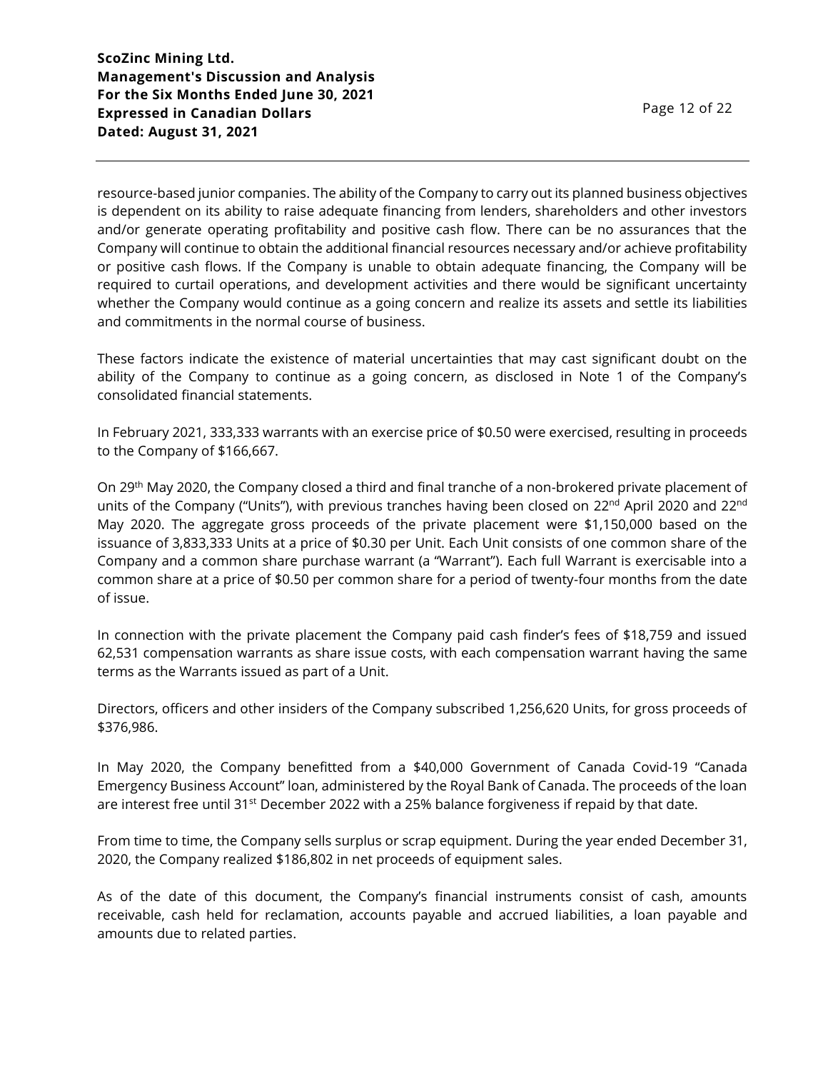resource-based junior companies. The ability of the Company to carry out its planned business objectives is dependent on its ability to raise adequate financing from lenders, shareholders and other investors and/or generate operating profitability and positive cash flow. There can be no assurances that the Company will continue to obtain the additional financial resources necessary and/or achieve profitability or positive cash flows. If the Company is unable to obtain adequate financing, the Company will be required to curtail operations, and development activities and there would be significant uncertainty whether the Company would continue as a going concern and realize its assets and settle its liabilities and commitments in the normal course of business.

These factors indicate the existence of material uncertainties that may cast significant doubt on the ability of the Company to continue as a going concern, as disclosed in Note 1 of the Company's consolidated financial statements.

In February 2021, 333,333 warrants with an exercise price of $0.50 were exercised, resulting in proceeds to the Company of $166,667.

On 29th May 2020, the Company closed a third and final tranche of a non-brokered private placement of units of the Company ("Units"), with previous tranches having been closed on 22nd April 2020 and 22nd May 2020. The aggregate gross proceeds of the private placement were $1,150,000 based on the issuance of 3,833,333 Units at a price of $0.30 per Unit. Each Unit consists of one common share of the Company and a common share purchase warrant (a "Warrant"). Each full Warrant is exercisable into a common share at a price of $0.50 per common share for a period of twenty-four months from the date of issue.

In connection with the private placement the Company paid cash finder's fees of $18,759 and issued 62,531 compensation warrants as share issue costs, with each compensation warrant having the same terms as the Warrants issued as part of a Unit.

Directors, officers and other insiders of the Company subscribed 1,256,620 Units, for gross proceeds of $376,986.

In May 2020, the Company benefitted from a $40,000 Government of Canada Covid-19 "Canada Emergency Business Account" loan, administered by the Royal Bank of Canada. The proceeds of the loan are interest free until 31st December 2022 with a 25% balance forgiveness if repaid by that date.

From time to time, the Company sells surplus or scrap equipment. During the year ended December 31, 2020, the Company realized $186,802 in net proceeds of equipment sales.

As of the date of this document, the Company's financial instruments consist of cash, amounts receivable, cash held for reclamation, accounts payable and accrued liabilities, a loan payable and amounts due to related parties.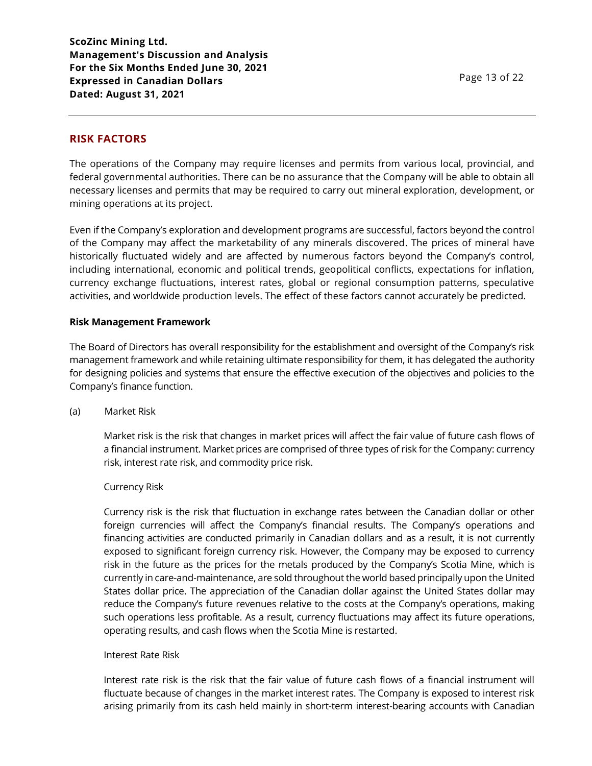## RISK FACTORS

The operations of the Company may require licenses and permits from various local, provincial, and federal governmental authorities. There can be no assurance that the Company will be able to obtain all necessary licenses and permits that may be required to carry out mineral exploration, development, or mining operations at its project.

Even if the Company's exploration and development programs are successful, factors beyond the control of the Company may affect the marketability of any minerals discovered. The prices of mineral have historically fluctuated widely and are affected by numerous factors beyond the Company's control, including international, economic and political trends, geopolitical conflicts, expectations for inflation, currency exchange fluctuations, interest rates, global or regional consumption patterns, speculative activities, and worldwide production levels. The effect of these factors cannot accurately be predicted.

**Risk Management Framework**

The Board of Directors has overall responsibility for the establishment and oversight of the Company's risk management framework and while retaining ultimate responsibility for them, it has delegated the authority for designing policies and systems that ensure the effective execution of the objectives and policies to the Company's finance function.

(a) Market Risk

Market risk is the risk that changes in market prices will affect the fair value of future cash flows of a financial instrument. Market prices are comprised of three types of risk for the Company: currency risk, interest rate risk, and commodity price risk.

Currency Risk

Currency risk is the risk that fluctuation in exchange rates between the Canadian dollar or other foreign currencies will affect the Company's financial results. The Company's operations and financing activities are conducted primarily in Canadian dollars and as a result, it is not currently exposed to significant foreign currency risk. However, the Company may be exposed to currency risk in the future as the prices for the metals produced by the Company's Scotia Mine, which is currently in care-and-maintenance, are sold throughout the world based principally upon the United States dollar price. The appreciation of the Canadian dollar against the United States dollar may reduce the Company's future revenues relative to the costs at the Company's operations, making such operations less profitable. As a result, currency fluctuations may affect its future operations, operating results, and cash flows when the Scotia Mine is restarted.

Interest Rate Risk

Interest rate risk is the risk that the fair value of future cash flows of a financial instrument will fluctuate because of changes in the market interest rates. The Company is exposed to interest risk arising primarily from its cash held mainly in short-term interest-bearing accounts with Canadian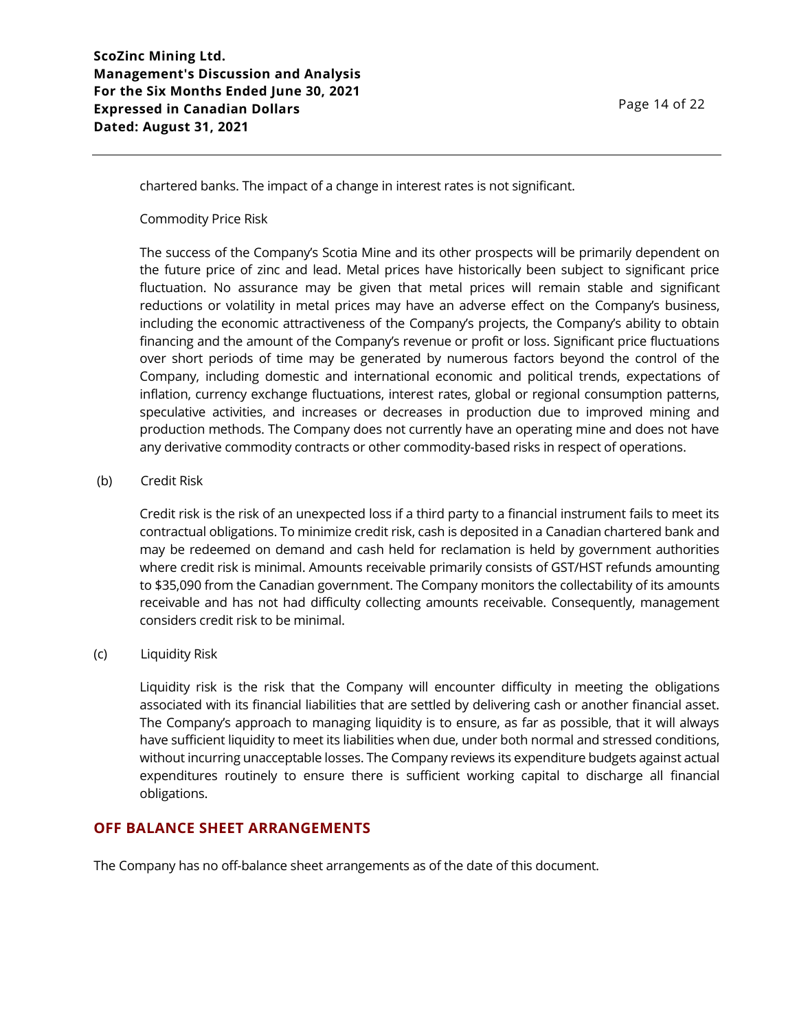chartered banks. The impact of a change in interest rates is not significant.

Commodity Price Risk

The success of the Company's Scotia Mine and its other prospects will be primarily dependent on the future price of zinc and lead. Metal prices have historically been subject to significant price fluctuation. No assurance may be given that metal prices will remain stable and significant reductions or volatility in metal prices may have an adverse effect on the Company's business, including the economic attractiveness of the Company's projects, the Company's ability to obtain financing and the amount of the Company's revenue or profit or loss. Significant price fluctuations over short periods of time may be generated by numerous factors beyond the control of the Company, including domestic and international economic and political trends, expectations of inflation, currency exchange fluctuations, interest rates, global or regional consumption patterns, speculative activities, and increases or decreases in production due to improved mining and production methods. The Company does not currently have an operating mine and does not have any derivative commodity contracts or other commodity-based risks in respect of operations.

(b) Credit Risk

Credit risk is the risk of an unexpected loss if a third party to a financial instrument fails to meet its contractual obligations. To minimize credit risk, cash is deposited in a Canadian chartered bank and may be redeemed on demand and cash held for reclamation is held by government authorities where credit risk is minimal. Amounts receivable primarily consists of GST/HST refunds amounting to $35,090 from the Canadian government. The Company monitors the collectability of its amounts receivable and has not had difficulty collecting amounts receivable. Consequently, management considers credit risk to be minimal.

(c) Liquidity Risk

Liquidity risk is the risk that the Company will encounter difficulty in meeting the obligations associated with its financial liabilities that are settled by delivering cash or another financial asset. The Company's approach to managing liquidity is to ensure, as far as possible, that it will always have sufficient liquidity to meet its liabilities when due, under both normal and stressed conditions, without incurring unacceptable losses. The Company reviews its expenditure budgets against actual expenditures routinely to ensure there is sufficient working capital to discharge all financial obligations.

## OFF BALANCE SHEET ARRANGEMENTS

The Company has no off-balance sheet arrangements as of the date of this document.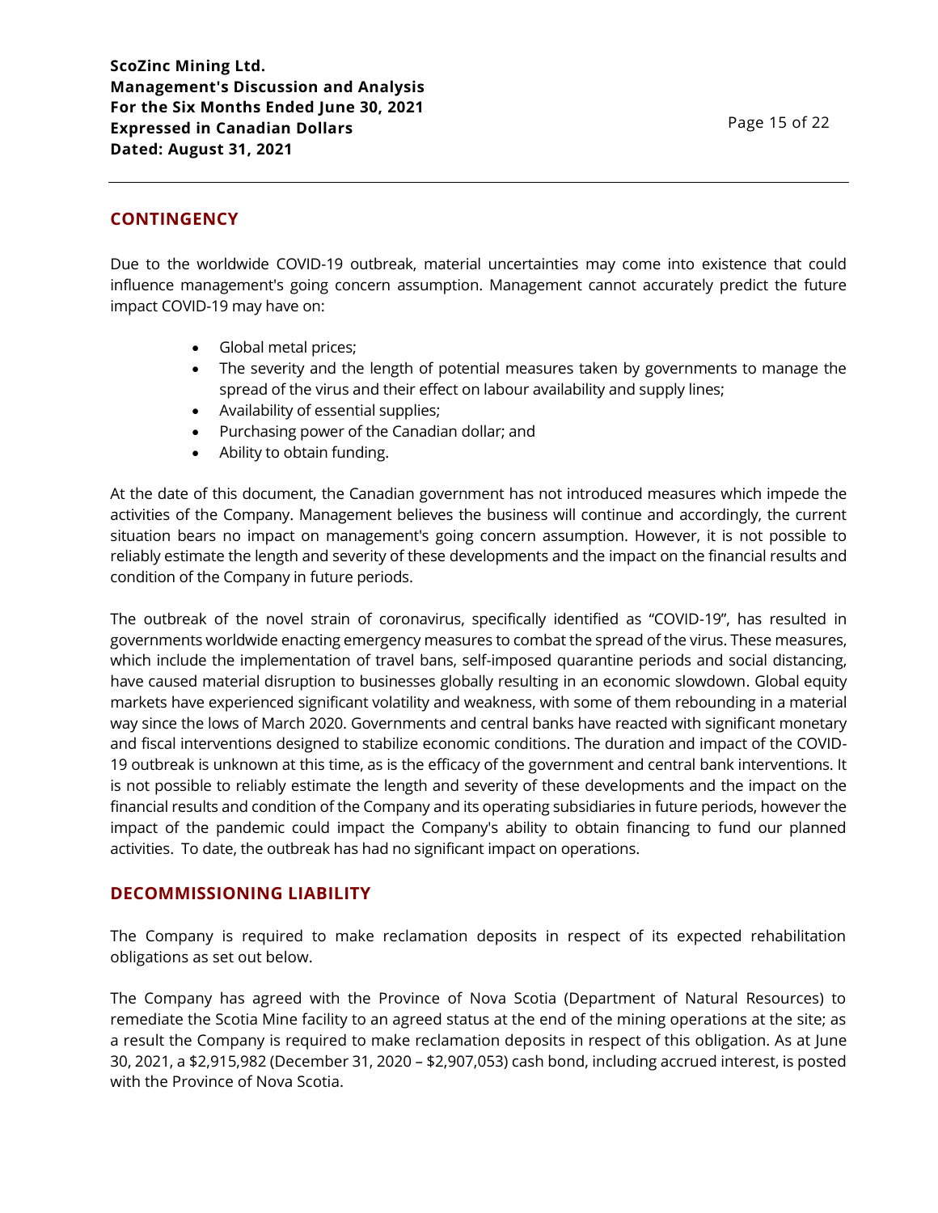## CONTINGENCY

Due to the worldwide COVID-19 outbreak, material uncertainties may come into existence that could influence management's going concern assumption. Management cannot accurately predict the future impact COVID-19 may have on:

- Global metal prices;
- The severity and the length of potential measures taken by governments to manage the spread of the virus and their effect on labour availability and supply lines;
- Availability of essential supplies;
- Purchasing power of the Canadian dollar; and
- Ability to obtain funding.

At the date of this document, the Canadian government has not introduced measures which impede the activities of the Company. Management believes the business will continue and accordingly, the current situation bears no impact on management's going concern assumption. However, it is not possible to reliably estimate the length and severity of these developments and the impact on the financial results and condition of the Company in future periods.

The outbreak of the novel strain of coronavirus, specifically identified as "COVID-19", has resulted in governments worldwide enacting emergency measures to combat the spread of the virus. These measures, which include the implementation of travel bans, self-imposed quarantine periods and social distancing, have caused material disruption to businesses globally resulting in an economic slowdown. Global equity markets have experienced significant volatility and weakness, with some of them rebounding in a material way since the lows of March 2020. Governments and central banks have reacted with significant monetary and fiscal interventions designed to stabilize economic conditions. The duration and impact of the COVID-19 outbreak is unknown at this time, as is the efficacy of the government and central bank interventions. It is not possible to reliably estimate the length and severity of these developments and the impact on the financial results and condition of the Company and its operating subsidiaries in future periods, however the impact of the pandemic could impact the Company's ability to obtain financing to fund our planned activities. To date, the outbreak has had no significant impact on operations.

## DECOMMISSIONING LIABILITY

The Company is required to make reclamation deposits in respect of its expected rehabilitation obligations as set out below.

The Company has agreed with the Province of Nova Scotia (Department of Natural Resources) to remediate the Scotia Mine facility to an agreed status at the end of the mining operations at the site; as a result the Company is required to make reclamation deposits in respect of this obligation. As at June 30, 2021, a $2,915,982 (December 31, 2020 – $2,907,053) cash bond, including accrued interest, is posted with the Province of Nova Scotia.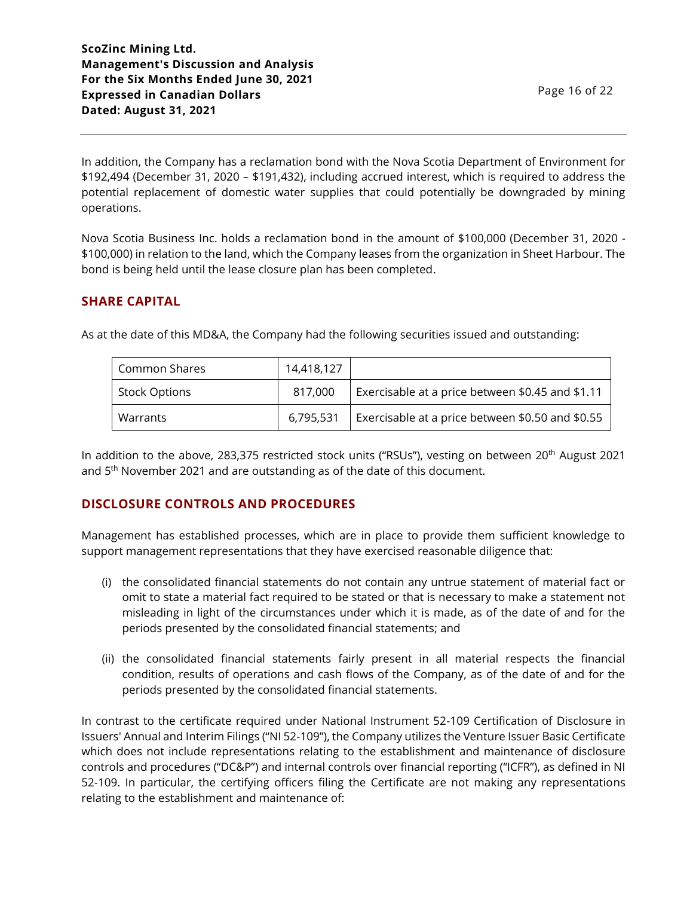In addition, the Company has a reclamation bond with the Nova Scotia Department of Environment for \$192,494 (December 31, 2020 – \$191,432), including accrued interest, which is required to address the potential replacement of domestic water supplies that could potentially be downgraded by mining operations.

Nova Scotia Business Inc. holds a reclamation bond in the amount of \$100,000 (December 31, 2020 - \$100,000) in relation to the land, which the Company leases from the organization in Sheet Harbour. The bond is being held until the lease closure plan has been completed.

## SHARE CAPITAL

As at the date of this MD&A, the Company had the following securities issued and outstanding:

| | | |
|---|---|---|
| Common Shares | 14,418,127 | |
| Stock Options | 817,000 | Exercisable at a price between \$0.45 and \$1.11 |
| Warrants | 6,795,531 | Exercisable at a price between \$0.50 and \$0.55 |

In addition to the above, 283,375 restricted stock units ("RSUs"), vesting on between 20th August 2021 and 5th November 2021 and are outstanding as of the date of this document.

## DISCLOSURE CONTROLS AND PROCEDURES

Management has established processes, which are in place to provide them sufficient knowledge to support management representations that they have exercised reasonable diligence that:

(i) the consolidated financial statements do not contain any untrue statement of material fact or omit to state a material fact required to be stated or that is necessary to make a statement not misleading in light of the circumstances under which it is made, as of the date of and for the periods presented by the consolidated financial statements; and

(ii) the consolidated financial statements fairly present in all material respects the financial condition, results of operations and cash flows of the Company, as of the date of and for the periods presented by the consolidated financial statements.

In contrast to the certificate required under National Instrument 52-109 Certification of Disclosure in Issuers' Annual and Interim Filings ("NI 52-109"), the Company utilizes the Venture Issuer Basic Certificate which does not include representations relating to the establishment and maintenance of disclosure controls and procedures ("DC&P") and internal controls over financial reporting ("ICFR"), as defined in NI 52-109. In particular, the certifying officers filing the Certificate are not making any representations relating to the establishment and maintenance of: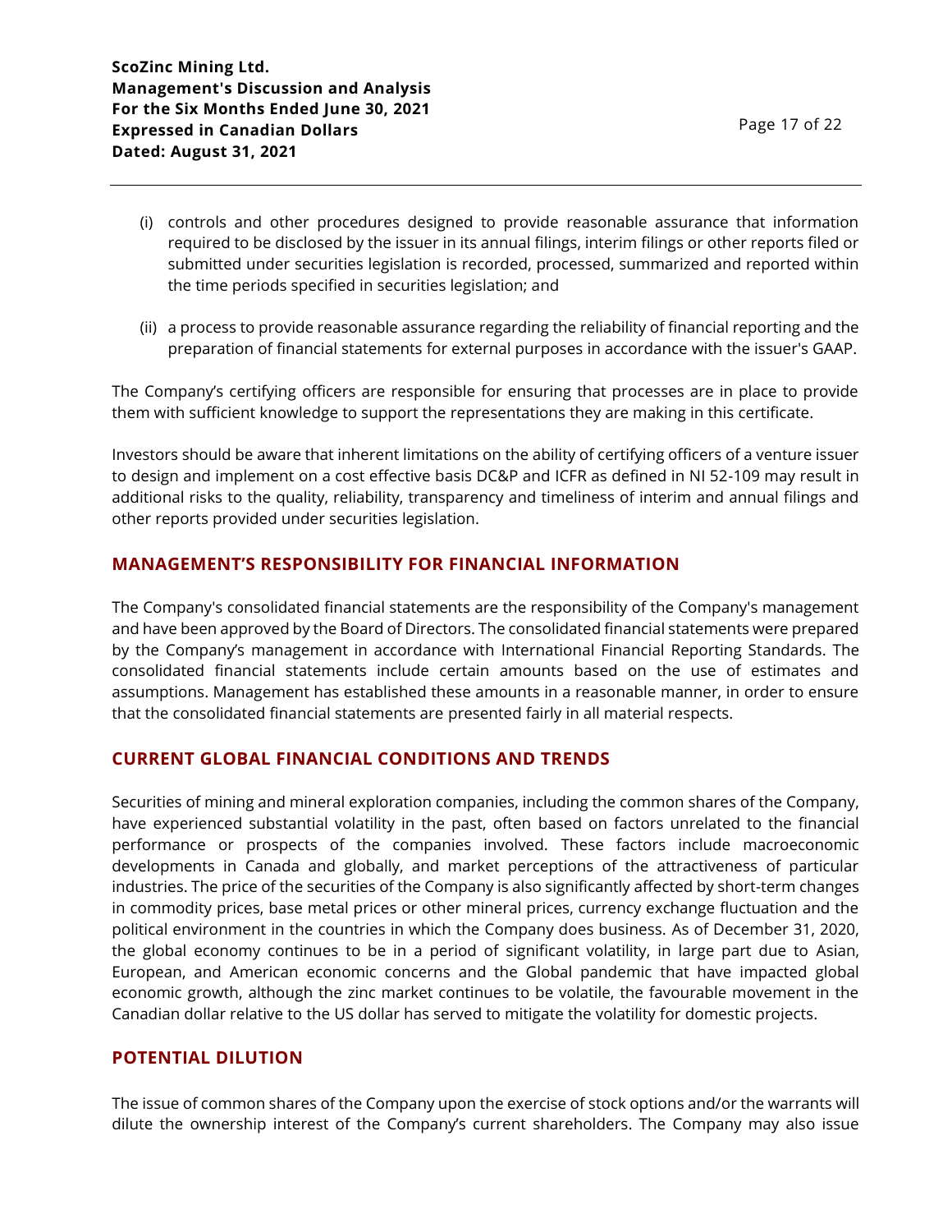(i) controls and other procedures designed to provide reasonable assurance that information required to be disclosed by the issuer in its annual filings, interim filings or other reports filed or submitted under securities legislation is recorded, processed, summarized and reported within the time periods specified in securities legislation; and

(ii) a process to provide reasonable assurance regarding the reliability of financial reporting and the preparation of financial statements for external purposes in accordance with the issuer's GAAP.

The Company's certifying officers are responsible for ensuring that processes are in place to provide them with sufficient knowledge to support the representations they are making in this certificate.

Investors should be aware that inherent limitations on the ability of certifying officers of a venture issuer to design and implement on a cost effective basis DC&P and ICFR as defined in NI 52-109 may result in additional risks to the quality, reliability, transparency and timeliness of interim and annual filings and other reports provided under securities legislation.

## MANAGEMENT'S RESPONSIBILITY FOR FINANCIAL INFORMATION

The Company's consolidated financial statements are the responsibility of the Company's management and have been approved by the Board of Directors. The consolidated financial statements were prepared by the Company's management in accordance with International Financial Reporting Standards. The consolidated financial statements include certain amounts based on the use of estimates and assumptions. Management has established these amounts in a reasonable manner, in order to ensure that the consolidated financial statements are presented fairly in all material respects.

## CURRENT GLOBAL FINANCIAL CONDITIONS AND TRENDS

Securities of mining and mineral exploration companies, including the common shares of the Company, have experienced substantial volatility in the past, often based on factors unrelated to the financial performance or prospects of the companies involved. These factors include macroeconomic developments in Canada and globally, and market perceptions of the attractiveness of particular industries. The price of the securities of the Company is also significantly affected by short-term changes in commodity prices, base metal prices or other mineral prices, currency exchange fluctuation and the political environment in the countries in which the Company does business. As of December 31, 2020, the global economy continues to be in a period of significant volatility, in large part due to Asian, European, and American economic concerns and the Global pandemic that have impacted global economic growth, although the zinc market continues to be volatile, the favourable movement in the Canadian dollar relative to the US dollar has served to mitigate the volatility for domestic projects.

## POTENTIAL DILUTION

The issue of common shares of the Company upon the exercise of stock options and/or the warrants will dilute the ownership interest of the Company's current shareholders. The Company may also issue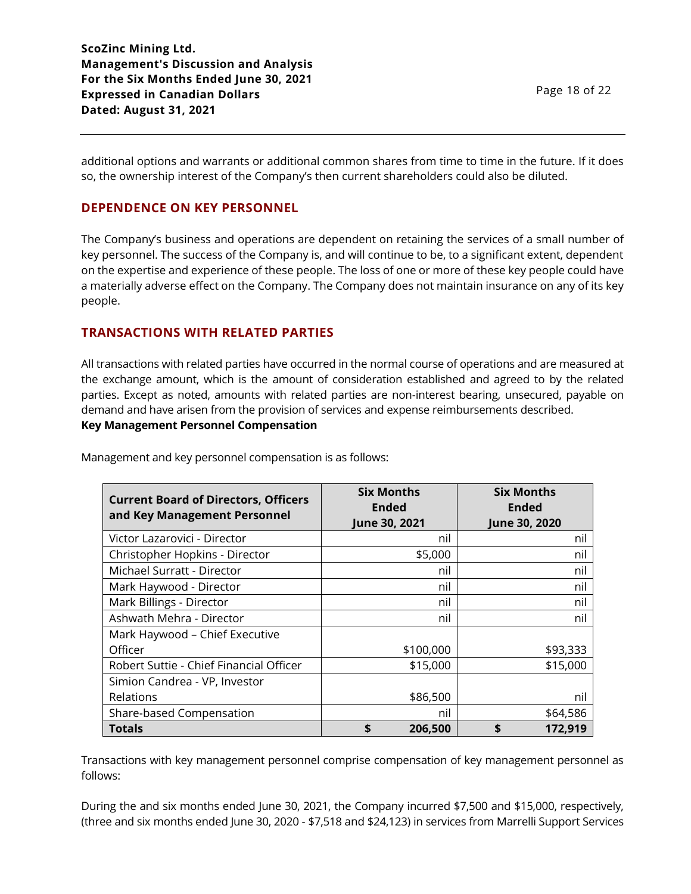additional options and warrants or additional common shares from time to time in the future. If it does so, the ownership interest of the Company's then current shareholders could also be diluted.

## DEPENDENCE ON KEY PERSONNEL

The Company's business and operations are dependent on retaining the services of a small number of key personnel. The success of the Company is, and will continue to be, to a significant extent, dependent on the expertise and experience of these people. The loss of one or more of these key people could have a materially adverse effect on the Company. The Company does not maintain insurance on any of its key people.

## TRANSACTIONS WITH RELATED PARTIES

All transactions with related parties have occurred in the normal course of operations and are measured at the exchange amount, which is the amount of consideration established and agreed to by the related parties. Except as noted, amounts with related parties are non-interest bearing, unsecured, payable on demand and have arisen from the provision of services and expense reimbursements described.

**Key Management Personnel Compensation**

Management and key personnel compensation is as follows:

| Current Board of Directors, Officers and Key Management Personnel | Six Months Ended June 30, 2021 | Six Months Ended June 30, 2020 |
|---|---|---|
| Victor Lazarovici - Director | nil | nil |
| Christopher Hopkins - Director | $5,000 | nil |
| Michael Surratt - Director | nil | nil |
| Mark Haywood - Director | nil | nil |
| Mark Billings - Director | nil | nil |
| Ashwath Mehra - Director | nil | nil |
| Mark Haywood – Chief Executive Officer | $100,000 | $93,333 |
| Robert Suttie - Chief Financial Officer | $15,000 | $15,000 |
| Simion Candrea - VP, Investor Relations | $86,500 | nil |
| Share-based Compensation | nil | $64,586 |
| **Totals** | **$ 206,500** | **$ 172,919** |

Transactions with key management personnel comprise compensation of key management personnel as follows:

During the and six months ended June 30, 2021, the Company incurred $7,500 and $15,000, respectively, (three and six months ended June 30, 2020 - $7,518 and $24,123) in services from Marrelli Support Services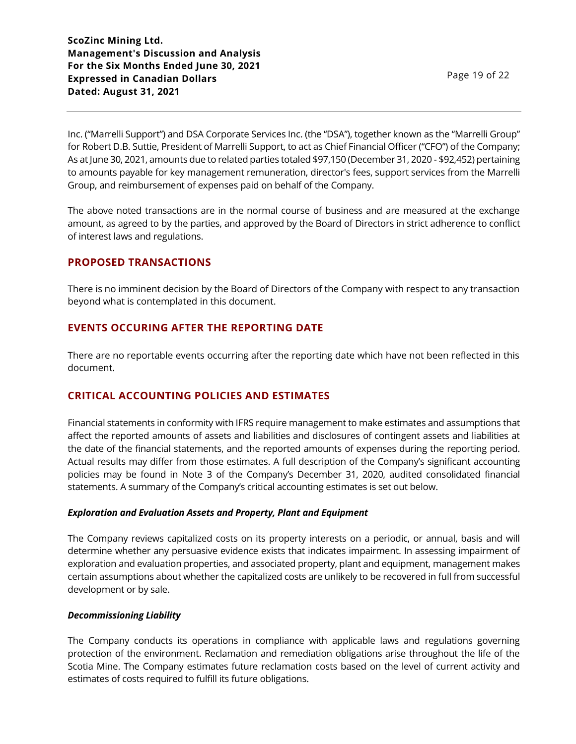Inc. ("Marrelli Support") and DSA Corporate Services Inc. (the "DSA"), together known as the "Marrelli Group" for Robert D.B. Suttie, President of Marrelli Support, to act as Chief Financial Officer ("CFO") of the Company; As at June 30, 2021, amounts due to related parties totaled $97,150 (December 31, 2020 - $92,452) pertaining to amounts payable for key management remuneration, director's fees, support services from the Marrelli Group, and reimbursement of expenses paid on behalf of the Company.

The above noted transactions are in the normal course of business and are measured at the exchange amount, as agreed to by the parties, and approved by the Board of Directors in strict adherence to conflict of interest laws and regulations.

## PROPOSED TRANSACTIONS

There is no imminent decision by the Board of Directors of the Company with respect to any transaction beyond what is contemplated in this document.

## EVENTS OCCURING AFTER THE REPORTING DATE

There are no reportable events occurring after the reporting date which have not been reflected in this document.

## CRITICAL ACCOUNTING POLICIES AND ESTIMATES

Financial statements in conformity with IFRS require management to make estimates and assumptions that affect the reported amounts of assets and liabilities and disclosures of contingent assets and liabilities at the date of the financial statements, and the reported amounts of expenses during the reporting period. Actual results may differ from those estimates. A full description of the Company's significant accounting policies may be found in Note 3 of the Company's December 31, 2020, audited consolidated financial statements. A summary of the Company's critical accounting estimates is set out below.

***Exploration and Evaluation Assets and Property, Plant and Equipment***

The Company reviews capitalized costs on its property interests on a periodic, or annual, basis and will determine whether any persuasive evidence exists that indicates impairment. In assessing impairment of exploration and evaluation properties, and associated property, plant and equipment, management makes certain assumptions about whether the capitalized costs are unlikely to be recovered in full from successful development or by sale.

***Decommissioning Liability***

The Company conducts its operations in compliance with applicable laws and regulations governing protection of the environment. Reclamation and remediation obligations arise throughout the life of the Scotia Mine. The Company estimates future reclamation costs based on the level of current activity and estimates of costs required to fulfill its future obligations.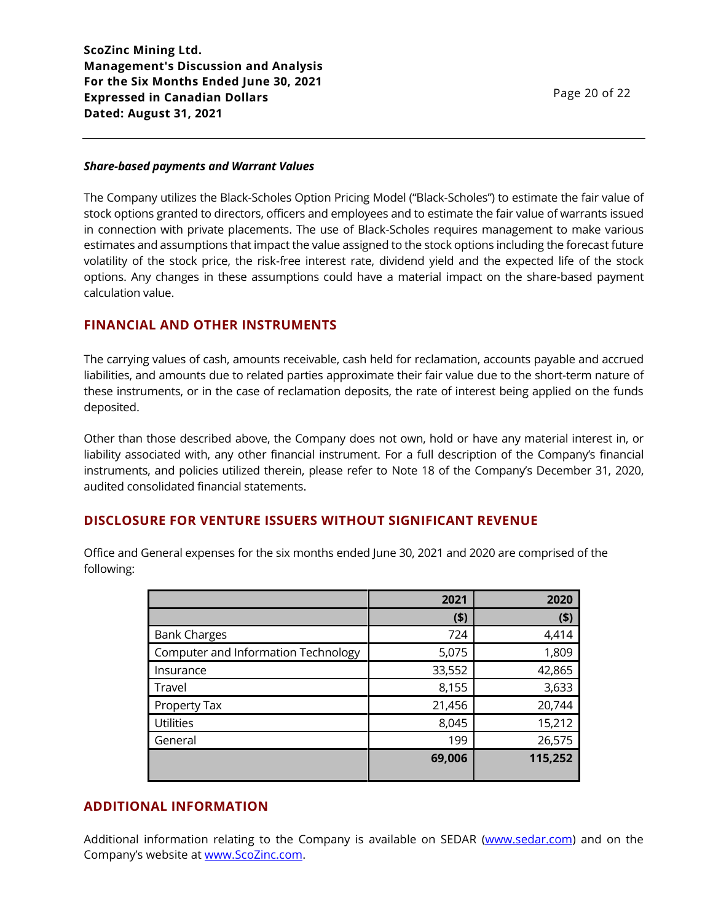***Share-based payments and Warrant Values***

The Company utilizes the Black-Scholes Option Pricing Model ("Black-Scholes") to estimate the fair value of stock options granted to directors, officers and employees and to estimate the fair value of warrants issued in connection with private placements. The use of Black-Scholes requires management to make various estimates and assumptions that impact the value assigned to the stock options including the forecast future volatility of the stock price, the risk-free interest rate, dividend yield and the expected life of the stock options. Any changes in these assumptions could have a material impact on the share-based payment calculation value.

## FINANCIAL AND OTHER INSTRUMENTS

The carrying values of cash, amounts receivable, cash held for reclamation, accounts payable and accrued liabilities, and amounts due to related parties approximate their fair value due to the short-term nature of these instruments, or in the case of reclamation deposits, the rate of interest being applied on the funds deposited.

Other than those described above, the Company does not own, hold or have any material interest in, or liability associated with, any other financial instrument. For a full description of the Company's financial instruments, and policies utilized therein, please refer to Note 18 of the Company's December 31, 2020, audited consolidated financial statements.

## DISCLOSURE FOR VENTURE ISSUERS WITHOUT SIGNIFICANT REVENUE

Office and General expenses for the six months ended June 30, 2021 and 2020 are comprised of the following:

| | 2021 | 2020 |
|---|---|---|
| | ($) | ($) |
| Bank Charges | 724 | 4,414 |
| Computer and Information Technology | 5,075 | 1,809 |
| Insurance | 33,552 | 42,865 |
| Travel | 8,155 | 3,633 |
| Property Tax | 21,456 | 20,744 |
| Utilities | 8,045 | 15,212 |
| General | 199 | 26,575 |
| | **69,006** | **115,252** |

## ADDITIONAL INFORMATION

Additional information relating to the Company is available on SEDAR (www.sedar.com) and on the Company's website at www.ScoZinc.com.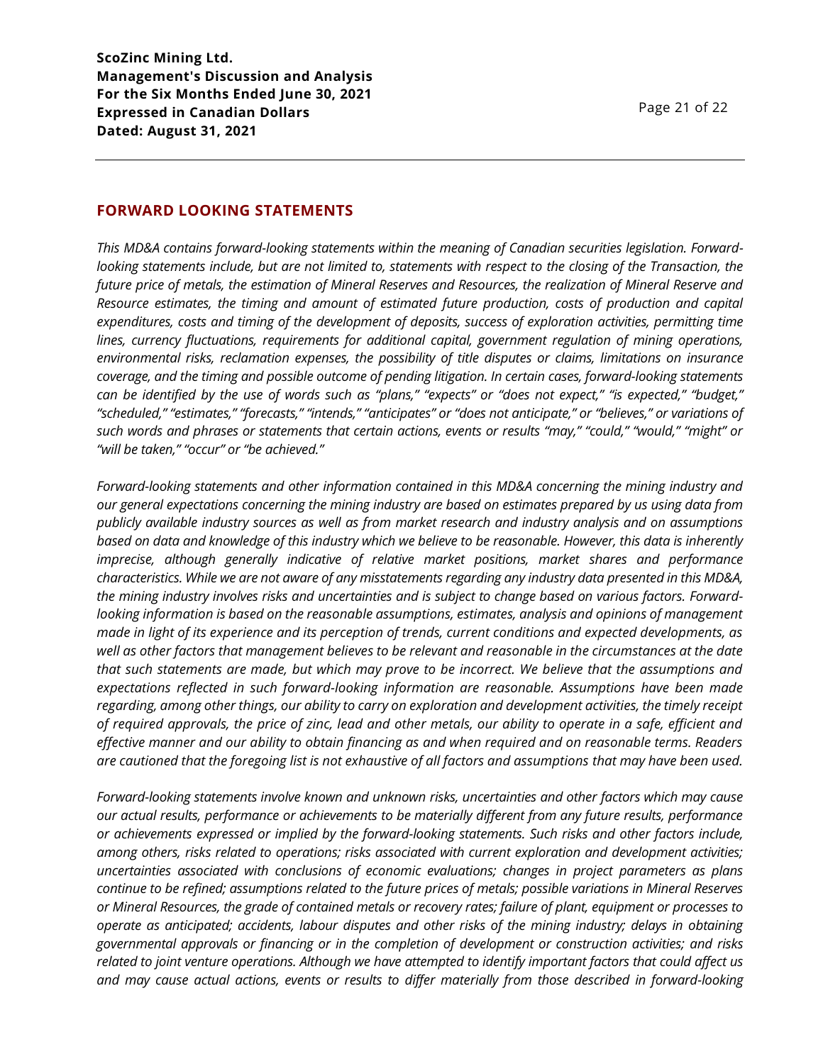## FORWARD LOOKING STATEMENTS

*This MD&A contains forward-looking statements within the meaning of Canadian securities legislation. Forward-looking statements include, but are not limited to, statements with respect to the closing of the Transaction, the future price of metals, the estimation of Mineral Reserves and Resources, the realization of Mineral Reserve and Resource estimates, the timing and amount of estimated future production, costs of production and capital expenditures, costs and timing of the development of deposits, success of exploration activities, permitting time lines, currency fluctuations, requirements for additional capital, government regulation of mining operations, environmental risks, reclamation expenses, the possibility of title disputes or claims, limitations on insurance coverage, and the timing and possible outcome of pending litigation. In certain cases, forward-looking statements can be identified by the use of words such as "plans," "expects" or "does not expect," "is expected," "budget," "scheduled," "estimates," "forecasts," "intends," "anticipates" or "does not anticipate," or "believes," or variations of such words and phrases or statements that certain actions, events or results "may," "could," "would," "might" or "will be taken," "occur" or "be achieved."*

*Forward-looking statements and other information contained in this MD&A concerning the mining industry and our general expectations concerning the mining industry are based on estimates prepared by us using data from publicly available industry sources as well as from market research and industry analysis and on assumptions based on data and knowledge of this industry which we believe to be reasonable. However, this data is inherently imprecise, although generally indicative of relative market positions, market shares and performance characteristics. While we are not aware of any misstatements regarding any industry data presented in this MD&A, the mining industry involves risks and uncertainties and is subject to change based on various factors. Forward-looking information is based on the reasonable assumptions, estimates, analysis and opinions of management made in light of its experience and its perception of trends, current conditions and expected developments, as well as other factors that management believes to be relevant and reasonable in the circumstances at the date that such statements are made, but which may prove to be incorrect. We believe that the assumptions and expectations reflected in such forward-looking information are reasonable. Assumptions have been made regarding, among other things, our ability to carry on exploration and development activities, the timely receipt of required approvals, the price of zinc, lead and other metals, our ability to operate in a safe, efficient and effective manner and our ability to obtain financing as and when required and on reasonable terms. Readers are cautioned that the foregoing list is not exhaustive of all factors and assumptions that may have been used.*

*Forward-looking statements involve known and unknown risks, uncertainties and other factors which may cause our actual results, performance or achievements to be materially different from any future results, performance or achievements expressed or implied by the forward-looking statements. Such risks and other factors include, among others, risks related to operations; risks associated with current exploration and development activities; uncertainties associated with conclusions of economic evaluations; changes in project parameters as plans continue to be refined; assumptions related to the future prices of metals; possible variations in Mineral Reserves or Mineral Resources, the grade of contained metals or recovery rates; failure of plant, equipment or processes to operate as anticipated; accidents, labour disputes and other risks of the mining industry; delays in obtaining governmental approvals or financing or in the completion of development or construction activities; and risks related to joint venture operations. Although we have attempted to identify important factors that could affect us and may cause actual actions, events or results to differ materially from those described in forward-looking*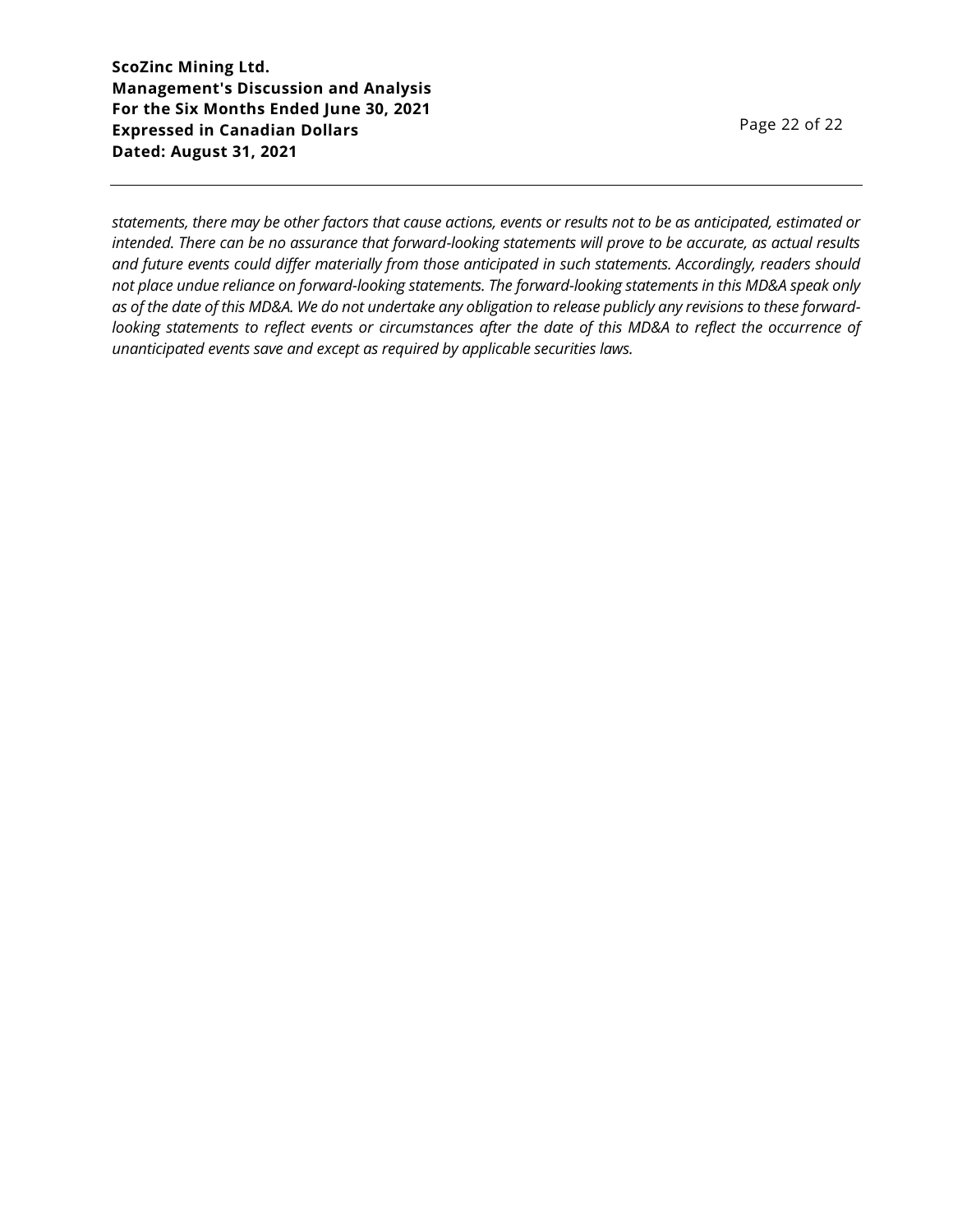*statements, there may be other factors that cause actions, events or results not to be as anticipated, estimated or intended. There can be no assurance that forward-looking statements will prove to be accurate, as actual results and future events could differ materially from those anticipated in such statements. Accordingly, readers should not place undue reliance on forward-looking statements. The forward-looking statements in this MD&A speak only as of the date of this MD&A. We do not undertake any obligation to release publicly any revisions to these forward-looking statements to reflect events or circumstances after the date of this MD&A to reflect the occurrence of unanticipated events save and except as required by applicable securities laws.*